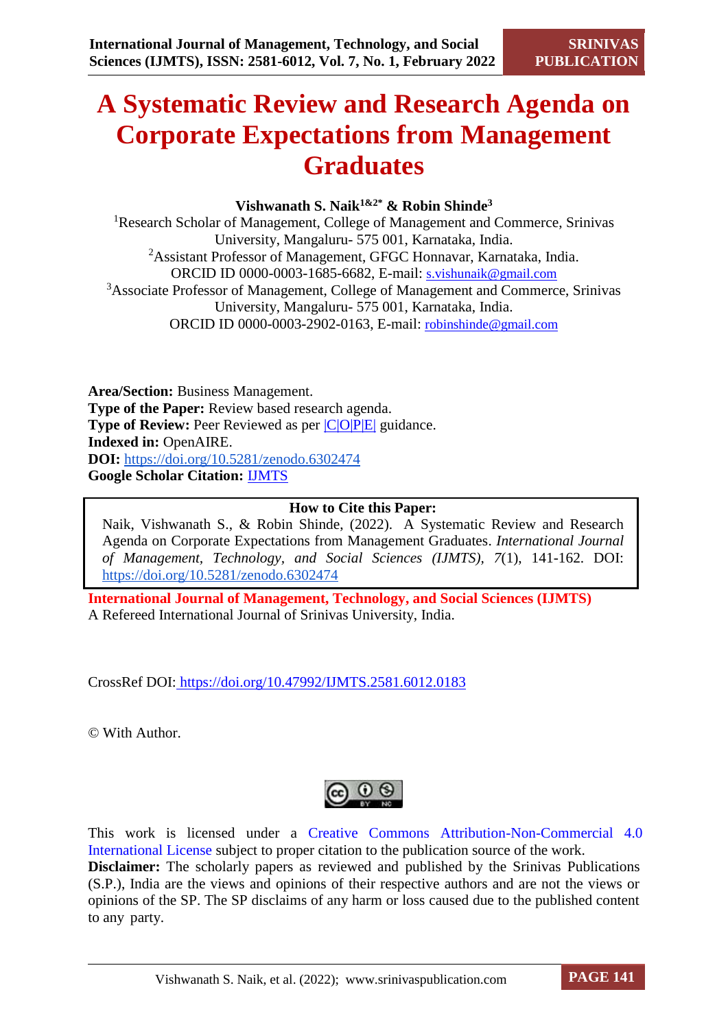# A Systematic Review and Research Agenda on Corporate Expectations from Management Graduates

**Vishwanath S. Naik[1&2*] & Robin Shinde[3]**

[1]Research Scholar of Management, College of Management and Commerce, Srinivas University, Mangaluru- 575 001, Karnataka, India.

[2]Assistant Professor of Management, GFGC Honnavar, Karnataka, India.
ORCID ID 0000-0003-1685-6682, E-mail: s.vishunaik@gmail.com

[3]Associate Professor of Management, College of Management and Commerce, Srinivas University, Mangaluru- 575 001, Karnataka, India.
ORCID ID 0000-0003-2902-0163, E-mail: robinshinde@gmail.com

**Area/Section:** Business Management.
**Type of the Paper:** Review based research agenda.
**Type of Review:** Peer Reviewed as per |C|O|P|E| guidance.
**Indexed in:** OpenAIRE.
**DOI:** https://doi.org/10.5281/zenodo.6302474
**Google Scholar Citation:** IJMTS

| **How to Cite this Paper:** |
|---|
| Naik, Vishwanath S., & Robin Shinde, (2022). A Systematic Review and Research Agenda on Corporate Expectations from Management Graduates. *International Journal of Management, Technology, and Social Sciences (IJMTS), 7*(1), 141-162. DOI: https://doi.org/10.5281/zenodo.6302474 |

**International Journal of Management, Technology, and Social Sciences (IJMTS)**
A Refereed International Journal of Srinivas University, India.

CrossRef DOI: https://doi.org/10.47992/IJMTS.2581.6012.0183

© With Author.

This work is licensed under a Creative Commons Attribution-Non-Commercial 4.0 International License subject to proper citation to the publication source of the work.
**Disclaimer:** The scholarly papers as reviewed and published by the Srinivas Publications (S.P.), India are the views and opinions of their respective authors and are not the views or opinions of the SP. The SP disclaims of any harm or loss caused due to the published content to any party.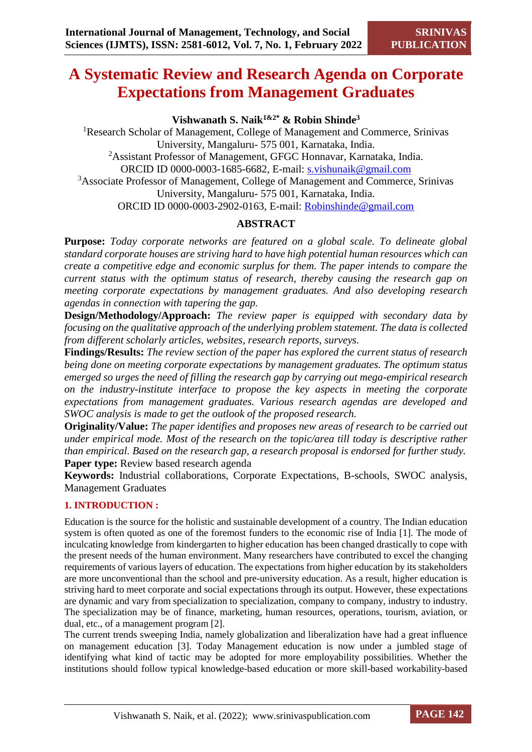# A Systematic Review and Research Agenda on Corporate Expectations from Management Graduates

**Vishwanath S. Naik[1&2*] & Robin Shinde[3]**

[1]Research Scholar of Management, College of Management and Commerce, Srinivas University, Mangaluru- 575 001, Karnataka, India.
[2]Assistant Professor of Management, GFGC Honnavar, Karnataka, India.
ORCID ID 0000-0003-1685-6682, E-mail: s.vishunaik@gmail.com
[3]Associate Professor of Management, College of Management and Commerce, Srinivas University, Mangaluru- 575 001, Karnataka, India.
ORCID ID 0000-0003-2902-0163, E-mail: Robinshinde@gmail.com

## ABSTRACT

**Purpose:** *Today corporate networks are featured on a global scale. To delineate global standard corporate houses are striving hard to have high potential human resources which can create a competitive edge and economic surplus for them. The paper intends to compare the current status with the optimum status of research, thereby causing the research gap on meeting corporate expectations by management graduates. And also developing research agendas in connection with tapering the gap.*

**Design/Methodology/Approach:** *The review paper is equipped with secondary data by focusing on the qualitative approach of the underlying problem statement. The data is collected from different scholarly articles, websites, research reports, surveys.*

**Findings/Results:** *The review section of the paper has explored the current status of research being done on meeting corporate expectations by management graduates. The optimum status emerged so urges the need of filling the research gap by carrying out mega-empirical research on the industry-institute interface to propose the key aspects in meeting the corporate expectations from management graduates. Various research agendas are developed and SWOC analysis is made to get the outlook of the proposed research.*

**Originality/Value:** *The paper identifies and proposes new areas of research to be carried out under empirical mode. Most of the research on the topic/area till today is descriptive rather than empirical. Based on the research gap, a research proposal is endorsed for further study.*

**Paper type:** Review based research agenda

**Keywords:** Industrial collaborations, Corporate Expectations, B-schools, SWOC analysis, Management Graduates

## 1. INTRODUCTION :

Education is the source for the holistic and sustainable development of a country. The Indian education system is often quoted as one of the foremost funders to the economic rise of India [1]. The mode of inculcating knowledge from kindergarten to higher education has been changed drastically to cope with the present needs of the human environment. Many researchers have contributed to excel the changing requirements of various layers of education. The expectations from higher education by its stakeholders are more unconventional than the school and pre-university education. As a result, higher education is striving hard to meet corporate and social expectations through its output. However, these expectations are dynamic and vary from specialization to specialization, company to company, industry to industry. The specialization may be of finance, marketing, human resources, operations, tourism, aviation, or dual, etc., of a management program [2].

The current trends sweeping India, namely globalization and liberalization have had a great influence on management education [3]. Today Management education is now under a jumbled stage of identifying what kind of tactic may be adopted for more employability possibilities. Whether the institutions should follow typical knowledge-based education or more skill-based workability-based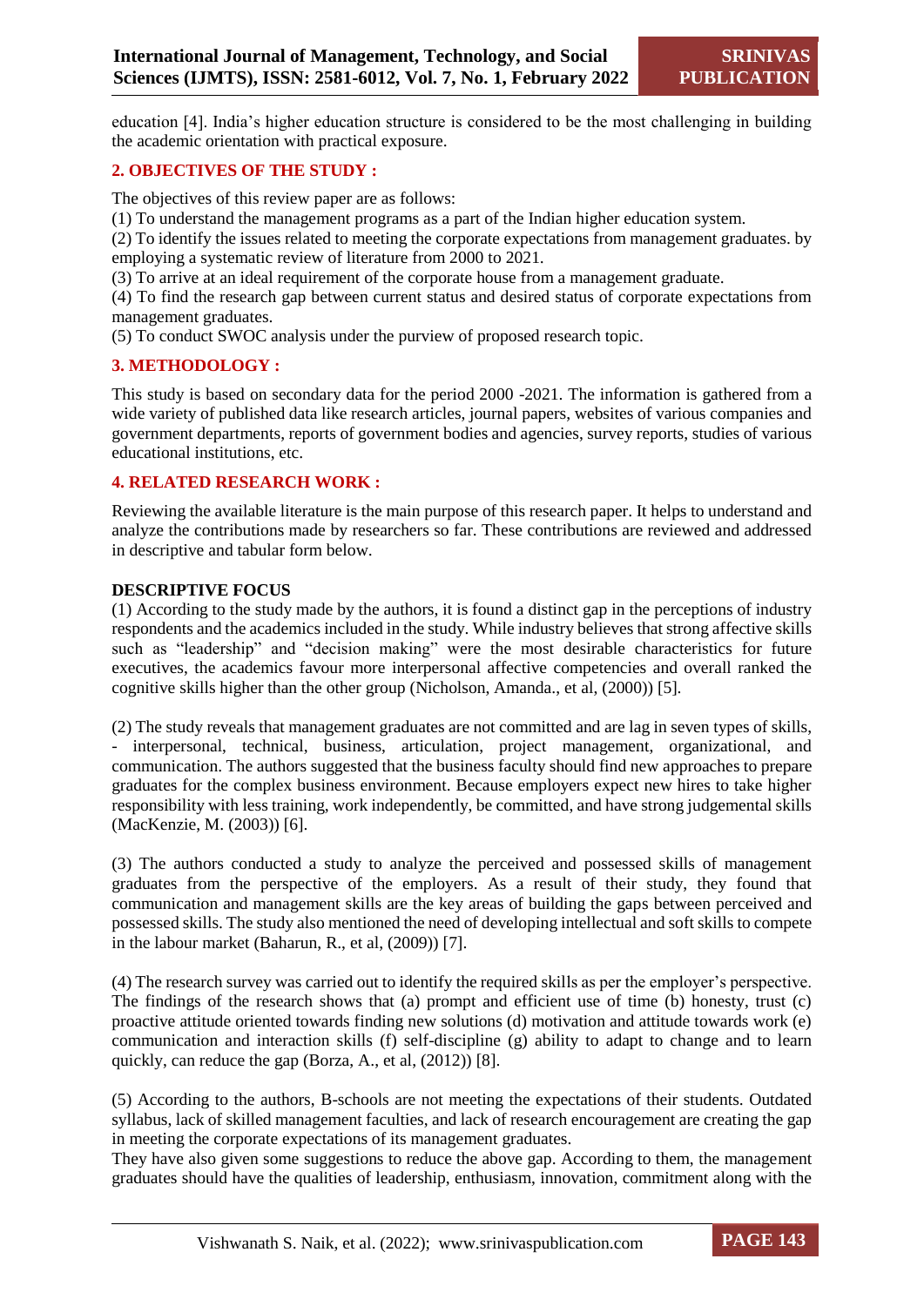education [4]. India's higher education structure is considered to be the most challenging in building the academic orientation with practical exposure.

## 2. OBJECTIVES OF THE STUDY :

The objectives of this review paper are as follows:

(1) To understand the management programs as a part of the Indian higher education system.

(2) To identify the issues related to meeting the corporate expectations from management graduates. by employing a systematic review of literature from 2000 to 2021.

(3) To arrive at an ideal requirement of the corporate house from a management graduate.

(4) To find the research gap between current status and desired status of corporate expectations from management graduates.

(5) To conduct SWOC analysis under the purview of proposed research topic.

## 3. METHODOLOGY :

This study is based on secondary data for the period 2000 -2021. The information is gathered from a wide variety of published data like research articles, journal papers, websites of various companies and government departments, reports of government bodies and agencies, survey reports, studies of various educational institutions, etc.

## 4. RELATED RESEARCH WORK :

Reviewing the available literature is the main purpose of this research paper. It helps to understand and analyze the contributions made by researchers so far. These contributions are reviewed and addressed in descriptive and tabular form below.

### DESCRIPTIVE FOCUS

(1) According to the study made by the authors, it is found a distinct gap in the perceptions of industry respondents and the academics included in the study. While industry believes that strong affective skills such as "leadership" and "decision making" were the most desirable characteristics for future executives, the academics favour more interpersonal affective competencies and overall ranked the cognitive skills higher than the other group (Nicholson, Amanda., et al, (2000)) [5].

(2) The study reveals that management graduates are not committed and are lag in seven types of skills, - interpersonal, technical, business, articulation, project management, organizational, and communication. The authors suggested that the business faculty should find new approaches to prepare graduates for the complex business environment. Because employers expect new hires to take higher responsibility with less training, work independently, be committed, and have strong judgemental skills (MacKenzie, M. (2003)) [6].

(3) The authors conducted a study to analyze the perceived and possessed skills of management graduates from the perspective of the employers. As a result of their study, they found that communication and management skills are the key areas of building the gaps between perceived and possessed skills. The study also mentioned the need of developing intellectual and soft skills to compete in the labour market (Baharun, R., et al, (2009)) [7].

(4) The research survey was carried out to identify the required skills as per the employer's perspective. The findings of the research shows that (a) prompt and efficient use of time (b) honesty, trust (c) proactive attitude oriented towards finding new solutions (d) motivation and attitude towards work (e) communication and interaction skills (f) self-discipline (g) ability to adapt to change and to learn quickly, can reduce the gap (Borza, A., et al, (2012)) [8].

(5) According to the authors, B-schools are not meeting the expectations of their students. Outdated syllabus, lack of skilled management faculties, and lack of research encouragement are creating the gap in meeting the corporate expectations of its management graduates.

They have also given some suggestions to reduce the above gap. According to them, the management graduates should have the qualities of leadership, enthusiasm, innovation, commitment along with the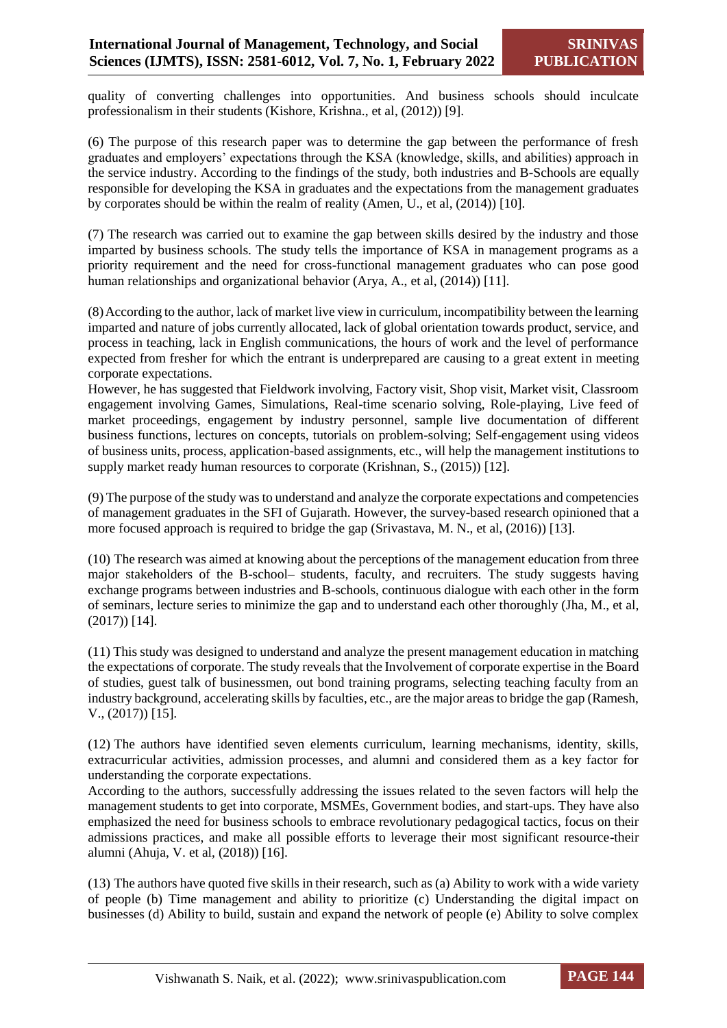quality of converting challenges into opportunities. And business schools should inculcate professionalism in their students (Kishore, Krishna., et al, (2012)) [9].

(6) The purpose of this research paper was to determine the gap between the performance of fresh graduates and employers' expectations through the KSA (knowledge, skills, and abilities) approach in the service industry. According to the findings of the study, both industries and B-Schools are equally responsible for developing the KSA in graduates and the expectations from the management graduates by corporates should be within the realm of reality (Amen, U., et al, (2014)) [10].

(7) The research was carried out to examine the gap between skills desired by the industry and those imparted by business schools. The study tells the importance of KSA in management programs as a priority requirement and the need for cross-functional management graduates who can pose good human relationships and organizational behavior (Arya, A., et al, (2014)) [11].

(8) According to the author, lack of market live view in curriculum, incompatibility between the learning imparted and nature of jobs currently allocated, lack of global orientation towards product, service, and process in teaching, lack in English communications, the hours of work and the level of performance expected from fresher for which the entrant is underprepared are causing to a great extent in meeting corporate expectations.

However, he has suggested that Fieldwork involving, Factory visit, Shop visit, Market visit, Classroom engagement involving Games, Simulations, Real-time scenario solving, Role-playing, Live feed of market proceedings, engagement by industry personnel, sample live documentation of different business functions, lectures on concepts, tutorials on problem-solving; Self-engagement using videos of business units, process, application-based assignments, etc., will help the management institutions to supply market ready human resources to corporate (Krishnan, S., (2015)) [12].

(9) The purpose of the study was to understand and analyze the corporate expectations and competencies of management graduates in the SFI of Gujarath. However, the survey-based research opinioned that a more focused approach is required to bridge the gap (Srivastava, M. N., et al, (2016)) [13].

(10) The research was aimed at knowing about the perceptions of the management education from three major stakeholders of the B-school– students, faculty, and recruiters. The study suggests having exchange programs between industries and B-schools, continuous dialogue with each other in the form of seminars, lecture series to minimize the gap and to understand each other thoroughly (Jha, M., et al, (2017)) [14].

(11) This study was designed to understand and analyze the present management education in matching the expectations of corporate. The study reveals that the Involvement of corporate expertise in the Board of studies, guest talk of businessmen, out bond training programs, selecting teaching faculty from an industry background, accelerating skills by faculties, etc., are the major areas to bridge the gap (Ramesh, V., (2017)) [15].

(12) The authors have identified seven elements curriculum, learning mechanisms, identity, skills, extracurricular activities, admission processes, and alumni and considered them as a key factor for understanding the corporate expectations.

According to the authors, successfully addressing the issues related to the seven factors will help the management students to get into corporate, MSMEs, Government bodies, and start-ups. They have also emphasized the need for business schools to embrace revolutionary pedagogical tactics, focus on their admissions practices, and make all possible efforts to leverage their most significant resource-their alumni (Ahuja, V. et al, (2018)) [16].

(13) The authors have quoted five skills in their research, such as (a) Ability to work with a wide variety of people (b) Time management and ability to prioritize (c) Understanding the digital impact on businesses (d) Ability to build, sustain and expand the network of people (e) Ability to solve complex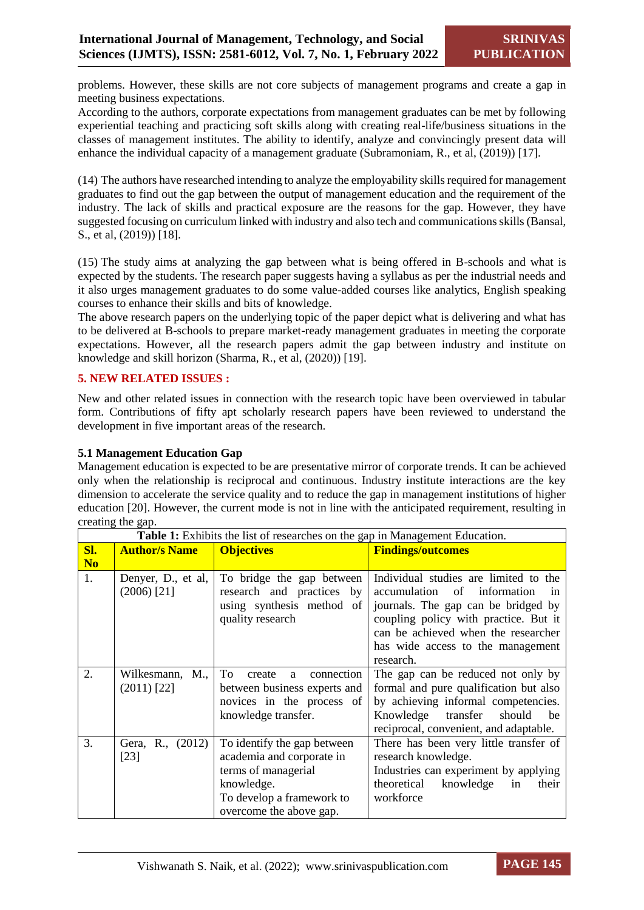problems. However, these skills are not core subjects of management programs and create a gap in meeting business expectations.
According to the authors, corporate expectations from management graduates can be met by following experiential teaching and practicing soft skills along with creating real-life/business situations in the classes of management institutes. The ability to identify, analyze and convincingly present data will enhance the individual capacity of a management graduate (Subramoniam, R., et al, (2019)) [17].

(14) The authors have researched intending to analyze the employability skills required for management graduates to find out the gap between the output of management education and the requirement of the industry. The lack of skills and practical exposure are the reasons for the gap. However, they have suggested focusing on curriculum linked with industry and also tech and communications skills (Bansal, S., et al, (2019)) [18].

(15) The study aims at analyzing the gap between what is being offered in B-schools and what is expected by the students. The research paper suggests having a syllabus as per the industrial needs and it also urges management graduates to do some value-added courses like analytics, English speaking courses to enhance their skills and bits of knowledge.
The above research papers on the underlying topic of the paper depict what is delivering and what has to be delivered at B-schools to prepare market-ready management graduates in meeting the corporate expectations. However, all the research papers admit the gap between industry and institute on knowledge and skill horizon (Sharma, R., et al, (2020)) [19].

## 5. NEW RELATED ISSUES :

New and other related issues in connection with the research topic have been overviewed in tabular form. Contributions of fifty apt scholarly research papers have been reviewed to understand the development in five important areas of the research.

### 5.1 Management Education Gap

Management education is expected to be are presentative mirror of corporate trends. It can be achieved only when the relationship is reciprocal and continuous. Industry institute interactions are the key dimension to accelerate the service quality and to reduce the gap in management institutions of higher education [20]. However, the current mode is not in line with the anticipated requirement, resulting in creating the gap.

**Table 1:** Exhibits the list of researches on the gap in Management Education.

| Sl. No | Author/s Name | Objectives | Findings/outcomes |
|---|---|---|---|
| 1. | Denyer, D., et al, (2006) [21] | To bridge the gap between research and practices by using synthesis method of quality research | Individual studies are limited to the accumulation of information in journals. The gap can be bridged by coupling policy with practice. But it can be achieved when the researcher has wide access to the management research. |
| 2. | Wilkesmann, M., (2011) [22] | To create a connection between business experts and novices in the process of knowledge transfer. | The gap can be reduced not only by formal and pure qualification but also by achieving informal competencies. Knowledge transfer should be reciprocal, convenient, and adaptable. |
| 3. | Gera, R., (2012) [23] | To identify the gap between academia and corporate in terms of managerial knowledge. To develop a framework to overcome the above gap. | There has been very little transfer of research knowledge. Industries can experiment by applying theoretical knowledge in their workforce |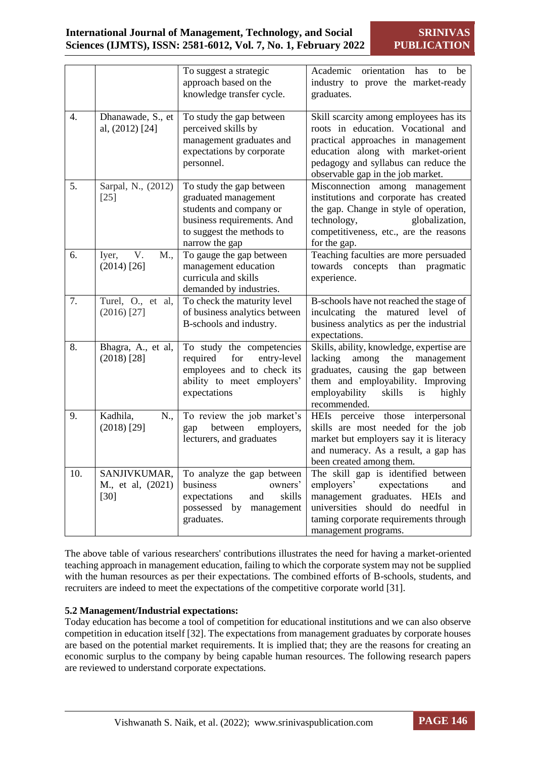|  |  | To suggest a strategic approach based on the knowledge transfer cycle. | Academic orientation has to be industry to prove the market-ready graduates. |
|---|---|---|---|
| 4. | Dhanawade, S., et al, (2012) [24] | To study the gap between perceived skills by management graduates and expectations by corporate personnel. | Skill scarcity among employees has its roots in education. Vocational and practical approaches in management education along with market-orient pedagogy and syllabus can reduce the observable gap in the job market. |
| 5. | Sarpal, N., (2012) [25] | To study the gap between graduated management students and company or business requirements. And to suggest the methods to narrow the gap | Misconnection among management institutions and corporate has created the gap. Change in style of operation, technology, globalization, competitiveness, etc., are the reasons for the gap. |
| 6. | Iyer, V. M., (2014) [26] | To gauge the gap between management education curricula and skills demanded by industries. | Teaching faculties are more persuaded towards concepts than pragmatic experience. |
| 7. | Turel, O., et al, (2016) [27] | To check the maturity level of business analytics between B-schools and industry. | B-schools have not reached the stage of inculcating the matured level of business analytics as per the industrial expectations. |
| 8. | Bhagra, A., et al, (2018) [28] | To study the competencies required for entry-level employees and to check its ability to meet employers' expectations | Skills, ability, knowledge, expertise are lacking among the management graduates, causing the gap between them and employability. Improving employability skills is highly recommended. |
| 9. | Kadhila, N., (2018) [29] | To review the job market's gap between employers, lecturers, and graduates | HEIs perceive those interpersonal skills are most needed for the job market but employers say it is literacy and numeracy. As a result, a gap has been created among them. |
| 10. | SANJIVKUMAR, M., et al, (2021) [30] | To analyze the gap between business owners' expectations and skills possessed by management graduates. | The skill gap is identified between employers' expectations and management graduates. HEIs and universities should do needful in taming corporate requirements through management programs. |

The above table of various researchers' contributions illustrates the need for having a market-oriented teaching approach in management education, failing to which the corporate system may not be supplied with the human resources as per their expectations. The combined efforts of B-schools, students, and recruiters are indeed to meet the expectations of the competitive corporate world [31].

### 5.2 Management/Industrial expectations:

Today education has become a tool of competition for educational institutions and we can also observe competition in education itself [32]. The expectations from management graduates by corporate houses are based on the potential market requirements. It is implied that; they are the reasons for creating an economic surplus to the company by being capable human resources. The following research papers are reviewed to understand corporate expectations.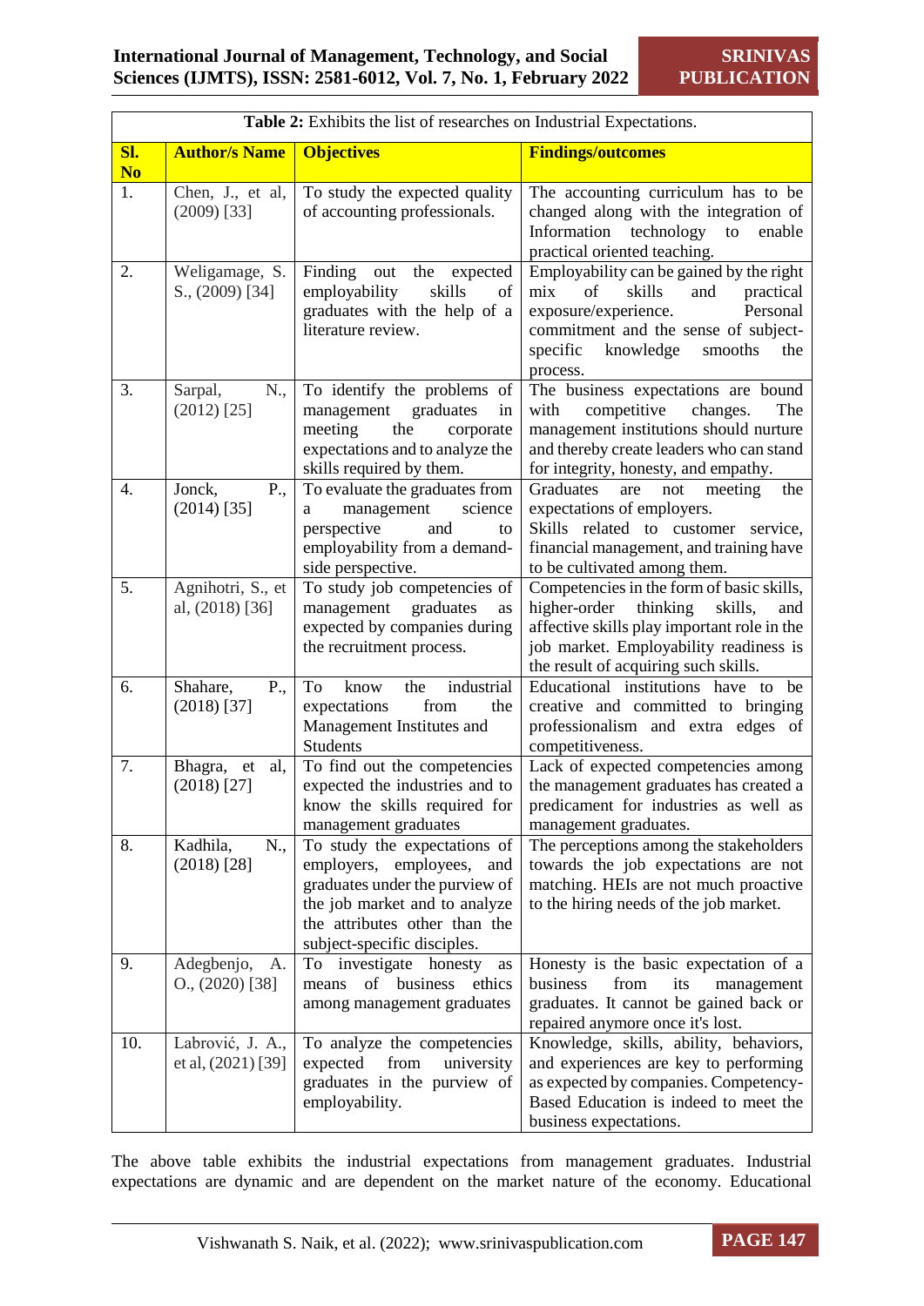**Table 2:** Exhibits the list of researches on Industrial Expectations.

| Sl. No | Author/s Name | Objectives | Findings/outcomes |
|---|---|---|---|
| 1. | Chen, J., et al, (2009) [33] | To study the expected quality of accounting professionals. | The accounting curriculum has to be changed along with the integration of Information technology to enable practical oriented teaching. |
| 2. | Weligamage, S. S., (2009) [34] | Finding out the expected employability skills of graduates with the help of a literature review. | Employability can be gained by the right mix of skills and practical exposure/experience. Personal commitment and the sense of subject-specific knowledge smooths the process. |
| 3. | Sarpal, N., (2012) [25] | To identify the problems of management graduates in meeting the corporate expectations and to analyze the skills required by them. | The business expectations are bound with competitive changes. The management institutions should nurture and thereby create leaders who can stand for integrity, honesty, and empathy. |
| 4. | Jonck, P., (2014) [35] | To evaluate the graduates from a management science perspective and to employability from a demand-side perspective. | Graduates are not meeting the expectations of employers. Skills related to customer service, financial management, and training have to be cultivated among them. |
| 5. | Agnihotri, S., et al, (2018) [36] | To study job competencies of management graduates as expected by companies during the recruitment process. | Competencies in the form of basic skills, higher-order thinking skills, and affective skills play important role in the job market. Employability readiness is the result of acquiring such skills. |
| 6. | Shahare, P., (2018) [37] | To know the industrial expectations from the Management Institutes and Students | Educational institutions have to be creative and committed to bringing professionalism and extra edges of competitiveness. |
| 7. | Bhagra, et al, (2018) [27] | To find out the competencies expected the industries and to know the skills required for management graduates | Lack of expected competencies among the management graduates has created a predicament for industries as well as management graduates. |
| 8. | Kadhila, N., (2018) [28] | To study the expectations of employers, employees, and graduates under the purview of the job market and to analyze the attributes other than the subject-specific disciples. | The perceptions among the stakeholders towards the job expectations are not matching. HEIs are not much proactive to the hiring needs of the job market. |
| 9. | Adegbenjo, A. O., (2020) [38] | To investigate honesty as means of business ethics among management graduates | Honesty is the basic expectation of a business from its management graduates. It cannot be gained back or repaired anymore once it's lost. |
| 10. | Labrović, J. A., et al, (2021) [39] | To analyze the competencies expected from university graduates in the purview of employability. | Knowledge, skills, ability, behaviors, and experiences are key to performing as expected by companies. Competency-Based Education is indeed to meet the business expectations. |

The above table exhibits the industrial expectations from management graduates. Industrial expectations are dynamic and are dependent on the market nature of the economy. Educational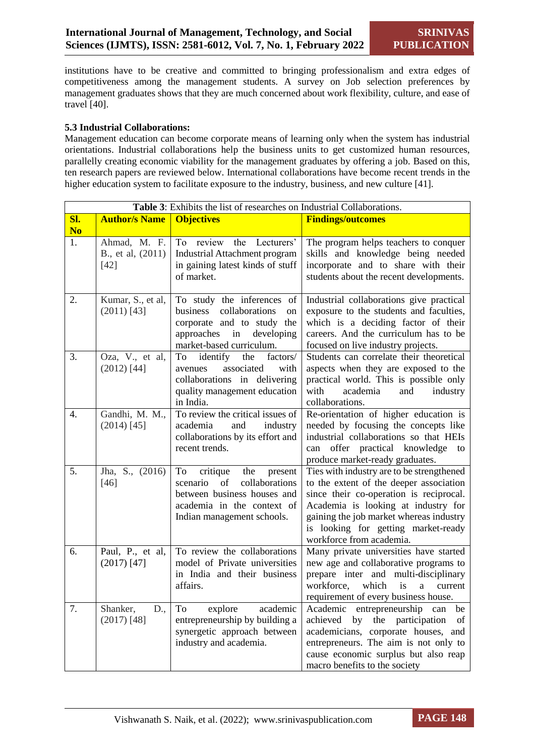institutions have to be creative and committed to bringing professionalism and extra edges of competitiveness among the management students. A survey on Job selection preferences by management graduates shows that they are much concerned about work flexibility, culture, and ease of travel [40].

### 5.3 Industrial Collaborations:

Management education can become corporate means of learning only when the system has industrial orientations. Industrial collaborations help the business units to get customized human resources, parallelly creating economic viability for the management graduates by offering a job. Based on this, ten research papers are reviewed below. International collaborations have become recent trends in the higher education system to facilitate exposure to the industry, business, and new culture [41].

**Table 3**: Exhibits the list of researches on Industrial Collaborations.

| Sl. No | Author/s Name | Objectives | Findings/outcomes |
|---|---|---|---|
| 1. | Ahmad, M. F. B., et al, (2011) [42] | To review the Lecturers' Industrial Attachment program in gaining latest kinds of stuff of market. | The program helps teachers to conquer skills and knowledge being needed incorporate and to share with their students about the recent developments. |
| 2. | Kumar, S., et al, (2011) [43] | To study the inferences of business collaborations on corporate and to study the approaches in developing market-based curriculum. | Industrial collaborations give practical exposure to the students and faculties, which is a deciding factor of their careers. And the curriculum has to be focused on live industry projects. |
| 3. | Oza, V., et al, (2012) [44] | To identify the factors/ avenues associated with collaborations in delivering quality management education in India. | Students can correlate their theoretical aspects when they are exposed to the practical world. This is possible only with academia and industry collaborations. |
| 4. | Gandhi, M. M., (2014) [45] | To review the critical issues of academia and industry collaborations by its effort and recent trends. | Re-orientation of higher education is needed by focusing the concepts like industrial collaborations so that HEIs can offer practical knowledge to produce market-ready graduates. |
| 5. | Jha, S., (2016) [46] | To critique the present scenario of collaborations between business houses and academia in the context of Indian management schools. | Ties with industry are to be strengthened to the extent of the deeper association since their co-operation is reciprocal. Academia is looking at industry for gaining the job market whereas industry is looking for getting market-ready workforce from academia. |
| 6. | Paul, P., et al, (2017) [47] | To review the collaborations model of Private universities in India and their business affairs. | Many private universities have started new age and collaborative programs to prepare inter and multi-disciplinary workforce, which is a current requirement of every business house. |
| 7. | Shanker, D., (2017) [48] | To explore academic entrepreneurship by building a synergetic approach between industry and academia. | Academic entrepreneurship can be achieved by the participation of academicians, corporate houses, and entrepreneurs. The aim is not only to cause economic surplus but also reap macro benefits to the society |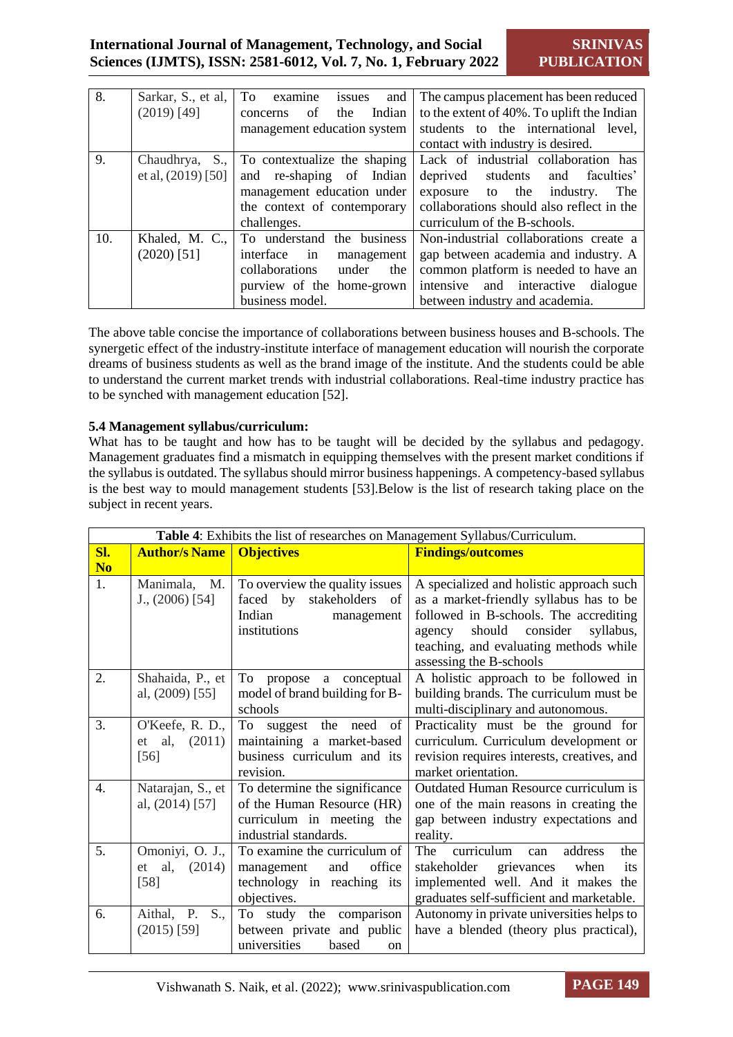| 8. | Sarkar, S., et al, (2019) [49] | To examine issues and concerns of the Indian management education system | The campus placement has been reduced to the extent of 40%. To uplift the Indian students to the international level, contact with industry is desired. |
|---|---|---|---|
| 9. | Chaudhrya, S., et al, (2019) [50] | To contextualize the shaping and re-shaping of Indian management education under the context of contemporary challenges. | Lack of industrial collaboration has deprived students and faculties' exposure to the industry. The collaborations should also reflect in the curriculum of the B-schools. |
| 10. | Khaled, M. C., (2020) [51] | To understand the business interface in management collaborations under the purview of the home-grown business model. | Non-industrial collaborations create a gap between academia and industry. A common platform is needed to have an intensive and interactive dialogue between industry and academia. |

The above table concise the importance of collaborations between business houses and B-schools. The synergetic effect of the industry-institute interface of management education will nourish the corporate dreams of business students as well as the brand image of the institute. And the students could be able to understand the current market trends with industrial collaborations. Real-time industry practice has to be synched with management education [52].

### 5.4 Management syllabus/curriculum:

What has to be taught and how has to be taught will be decided by the syllabus and pedagogy. Management graduates find a mismatch in equipping themselves with the present market conditions if the syllabus is outdated. The syllabus should mirror business happenings. A competency-based syllabus is the best way to mould management students [53].Below is the list of research taking place on the subject in recent years.

**Table 4**: Exhibits the list of researches on Management Syllabus/Curriculum.

| Sl. No | Author/s Name | Objectives | Findings/outcomes |
|---|---|---|---|
| 1. | Manimala, M. J., (2006) [54] | To overview the quality issues faced by stakeholders of Indian management institutions | A specialized and holistic approach such as a market-friendly syllabus has to be followed in B-schools. The accrediting agency should consider syllabus, teaching, and evaluating methods while assessing the B-schools |
| 2. | Shahaida, P., et al, (2009) [55] | To propose a conceptual model of brand building for B-schools | A holistic approach to be followed in building brands. The curriculum must be multi-disciplinary and autonomous. |
| 3. | O'Keefe, R. D., et al, (2011) [56] | To suggest the need of maintaining a market-based business curriculum and its revision. | Practicality must be the ground for curriculum. Curriculum development or revision requires interests, creatives, and market orientation. |
| 4. | Natarajan, S., et al, (2014) [57] | To determine the significance of the Human Resource (HR) curriculum in meeting the industrial standards. | Outdated Human Resource curriculum is one of the main reasons in creating the gap between industry expectations and reality. |
| 5. | Omoniyi, O. J., et al, (2014) [58] | To examine the curriculum of management and office technology in reaching its objectives. | The curriculum can address the stakeholder grievances when its implemented well. And it makes the graduates self-sufficient and marketable. |
| 6. | Aithal, P. S., (2015) [59] | To study the comparison between private and public universities based on | Autonomy in private universities helps to have a blended (theory plus practical), |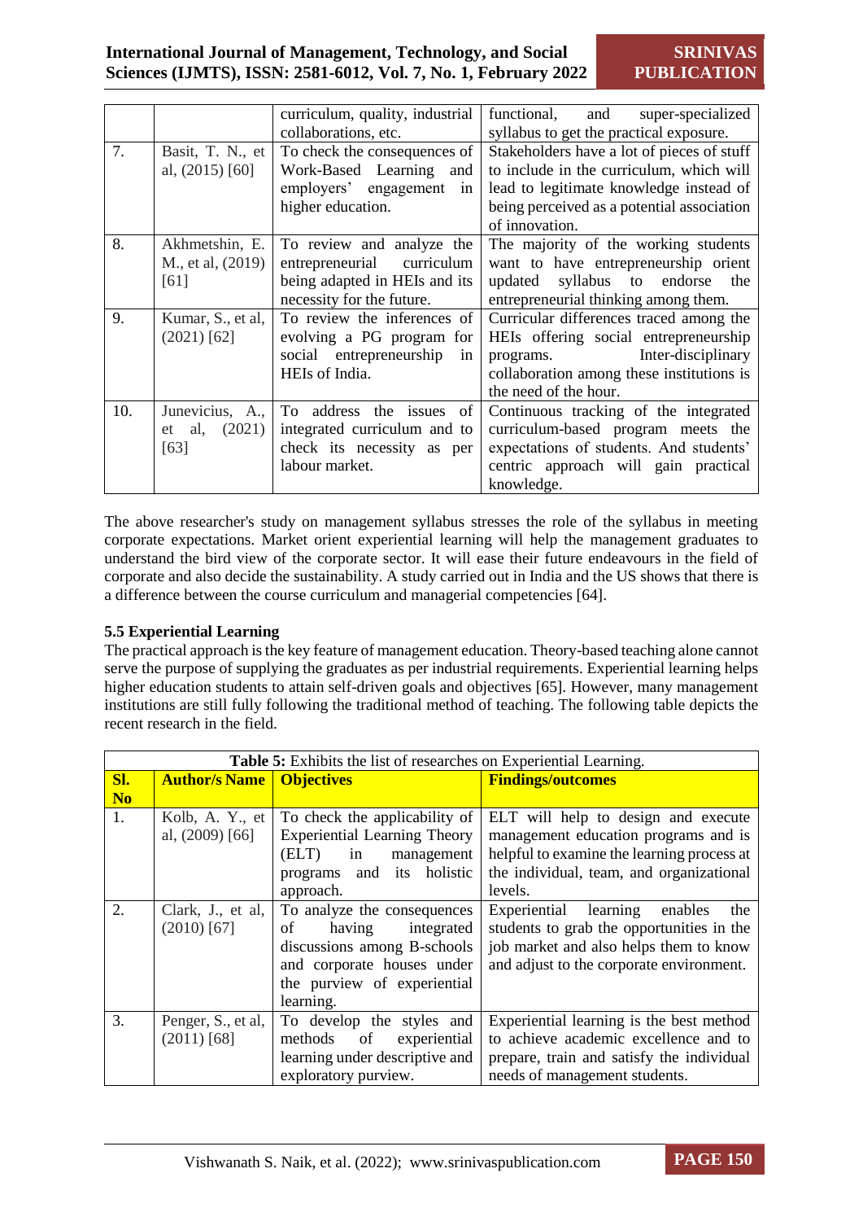|  |  | curriculum, quality, industrial collaborations, etc. | functional, and super-specialized syllabus to get the practical exposure. |
|---|---|---|---|
| 7. | Basit, T. N., et al, (2015) [60] | To check the consequences of Work-Based Learning and employers' engagement in higher education. | Stakeholders have a lot of pieces of stuff to include in the curriculum, which will lead to legitimate knowledge instead of being perceived as a potential association of innovation. |
| 8. | Akhmetshin, E. M., et al, (2019) [61] | To review and analyze the entrepreneurial curriculum being adapted in HEIs and its necessity for the future. | The majority of the working students want to have entrepreneurship orient updated syllabus to endorse the entrepreneurial thinking among them. |
| 9. | Kumar, S., et al, (2021) [62] | To review the inferences of evolving a PG program for social entrepreneurship in HEIs of India. | Curricular differences traced among the HEIs offering social entrepreneurship programs. Inter-disciplinary collaboration among these institutions is the need of the hour. |
| 10. | Junevicius, A., et al, (2021) [63] | To address the issues of integrated curriculum and to check its necessity as per labour market. | Continuous tracking of the integrated curriculum-based program meets the expectations of students. And students' centric approach will gain practical knowledge. |

The above researcher's study on management syllabus stresses the role of the syllabus in meeting corporate expectations. Market orient experiential learning will help the management graduates to understand the bird view of the corporate sector. It will ease their future endeavours in the field of corporate and also decide the sustainability. A study carried out in India and the US shows that there is a difference between the course curriculum and managerial competencies [64].

### 5.5 Experiential Learning

The practical approach is the key feature of management education. Theory-based teaching alone cannot serve the purpose of supplying the graduates as per industrial requirements. Experiential learning helps higher education students to attain self-driven goals and objectives [65]. However, many management institutions are still fully following the traditional method of teaching. The following table depicts the recent research in the field.

**Table 5:** Exhibits the list of researches on Experiential Learning.

| Sl. No | Author/s Name | Objectives | Findings/outcomes |
|---|---|---|---|
| 1. | Kolb, A. Y., et al, (2009) [66] | To check the applicability of Experiential Learning Theory (ELT) in management programs and its holistic approach. | ELT will help to design and execute management education programs and is helpful to examine the learning process at the individual, team, and organizational levels. |
| 2. | Clark, J., et al, (2010) [67] | To analyze the consequences of having integrated discussions among B-schools and corporate houses under the purview of experiential learning. | Experiential learning enables the students to grab the opportunities in the job market and also helps them to know and adjust to the corporate environment. |
| 3. | Penger, S., et al, (2011) [68] | To develop the styles and methods of experiential learning under descriptive and exploratory purview. | Experiential learning is the best method to achieve academic excellence and to prepare, train and satisfy the individual needs of management students. |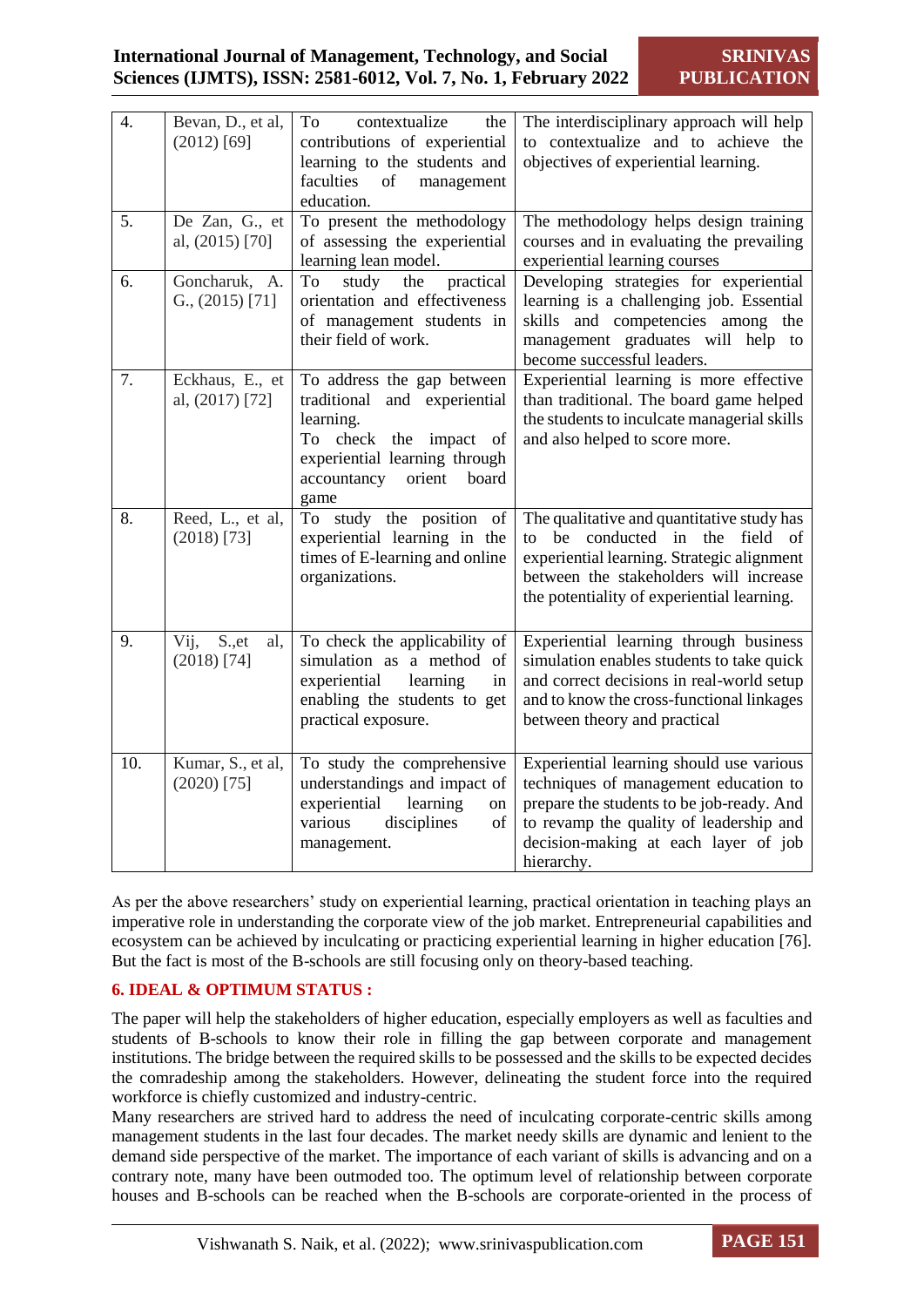| 4. | Bevan, D., et al, (2012) [69] | To contextualize the contributions of experiential learning to the students and faculties of management education. | The interdisciplinary approach will help to contextualize and to achieve the objectives of experiential learning. |
|---|---|---|---|
| 5. | De Zan, G., et al, (2015) [70] | To present the methodology of assessing the experiential learning lean model. | The methodology helps design training courses and in evaluating the prevailing experiential learning courses |
| 6. | Goncharuk, A. G., (2015) [71] | To study the practical orientation and effectiveness of management students in their field of work. | Developing strategies for experiential learning is a challenging job. Essential skills and competencies among the management graduates will help to become successful leaders. |
| 7. | Eckhaus, E., et al, (2017) [72] | To address the gap between traditional and experiential learning.<br>To check the impact of experiential learning through accountancy orient board game | Experiential learning is more effective than traditional. The board game helped the students to inculcate managerial skills and also helped to score more. |
| 8. | Reed, L., et al, (2018) [73] | To study the position of experiential learning in the times of E-learning and online organizations. | The qualitative and quantitative study has to be conducted in the field of experiential learning. Strategic alignment between the stakeholders will increase the potentiality of experiential learning. |
| 9. | Vij, S.,et al, (2018) [74] | To check the applicability of simulation as a method of experiential learning in enabling the students to get practical exposure. | Experiential learning through business simulation enables students to take quick and correct decisions in real-world setup and to know the cross-functional linkages between theory and practical |
| 10. | Kumar, S., et al, (2020) [75] | To study the comprehensive understandings and impact of experiential learning on various disciplines of management. | Experiential learning should use various techniques of management education to prepare the students to be job-ready. And to revamp the quality of leadership and decision-making at each layer of job hierarchy. |

As per the above researchers' study on experiential learning, practical orientation in teaching plays an imperative role in understanding the corporate view of the job market. Entrepreneurial capabilities and ecosystem can be achieved by inculcating or practicing experiential learning in higher education [76]. But the fact is most of the B-schools are still focusing only on theory-based teaching.

## 6. IDEAL & OPTIMUM STATUS :

The paper will help the stakeholders of higher education, especially employers as well as faculties and students of B-schools to know their role in filling the gap between corporate and management institutions. The bridge between the required skills to be possessed and the skills to be expected decides the comradeship among the stakeholders. However, delineating the student force into the required workforce is chiefly customized and industry-centric.

Many researchers are strived hard to address the need of inculcating corporate-centric skills among management students in the last four decades. The market needy skills are dynamic and lenient to the demand side perspective of the market. The importance of each variant of skills is advancing and on a contrary note, many have been outmoded too. The optimum level of relationship between corporate houses and B-schools can be reached when the B-schools are corporate-oriented in the process of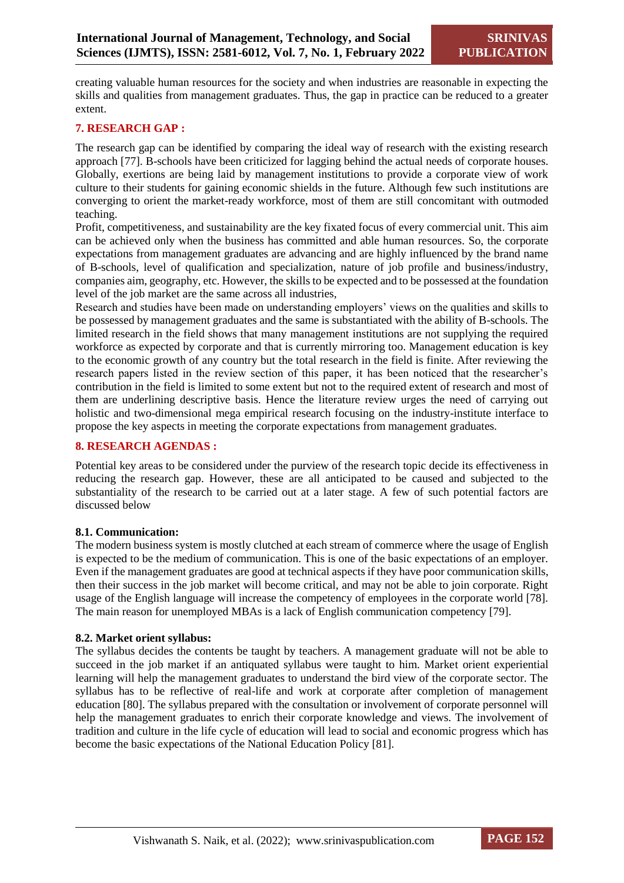creating valuable human resources for the society and when industries are reasonable in expecting the skills and qualities from management graduates. Thus, the gap in practice can be reduced to a greater extent.

## 7. RESEARCH GAP :

The research gap can be identified by comparing the ideal way of research with the existing research approach [77]. B-schools have been criticized for lagging behind the actual needs of corporate houses. Globally, exertions are being laid by management institutions to provide a corporate view of work culture to their students for gaining economic shields in the future. Although few such institutions are converging to orient the market-ready workforce, most of them are still concomitant with outmoded teaching.

Profit, competitiveness, and sustainability are the key fixated focus of every commercial unit. This aim can be achieved only when the business has committed and able human resources. So, the corporate expectations from management graduates are advancing and are highly influenced by the brand name of B-schools, level of qualification and specialization, nature of job profile and business/industry, companies aim, geography, etc. However, the skills to be expected and to be possessed at the foundation level of the job market are the same across all industries,

Research and studies have been made on understanding employers' views on the qualities and skills to be possessed by management graduates and the same is substantiated with the ability of B-schools. The limited research in the field shows that many management institutions are not supplying the required workforce as expected by corporate and that is currently mirroring too. Management education is key to the economic growth of any country but the total research in the field is finite. After reviewing the research papers listed in the review section of this paper, it has been noticed that the researcher's contribution in the field is limited to some extent but not to the required extent of research and most of them are underlining descriptive basis. Hence the literature review urges the need of carrying out holistic and two-dimensional mega empirical research focusing on the industry-institute interface to propose the key aspects in meeting the corporate expectations from management graduates.

## 8. RESEARCH AGENDAS :

Potential key areas to be considered under the purview of the research topic decide its effectiveness in reducing the research gap. However, these are all anticipated to be caused and subjected to the substantiality of the research to be carried out at a later stage. A few of such potential factors are discussed below

### 8.1. Communication:

The modern business system is mostly clutched at each stream of commerce where the usage of English is expected to be the medium of communication. This is one of the basic expectations of an employer. Even if the management graduates are good at technical aspects if they have poor communication skills, then their success in the job market will become critical, and may not be able to join corporate. Right usage of the English language will increase the competency of employees in the corporate world [78]. The main reason for unemployed MBAs is a lack of English communication competency [79].

### 8.2. Market orient syllabus:

The syllabus decides the contents be taught by teachers. A management graduate will not be able to succeed in the job market if an antiquated syllabus were taught to him. Market orient experiential learning will help the management graduates to understand the bird view of the corporate sector. The syllabus has to be reflective of real-life and work at corporate after completion of management education [80]. The syllabus prepared with the consultation or involvement of corporate personnel will help the management graduates to enrich their corporate knowledge and views. The involvement of tradition and culture in the life cycle of education will lead to social and economic progress which has become the basic expectations of the National Education Policy [81].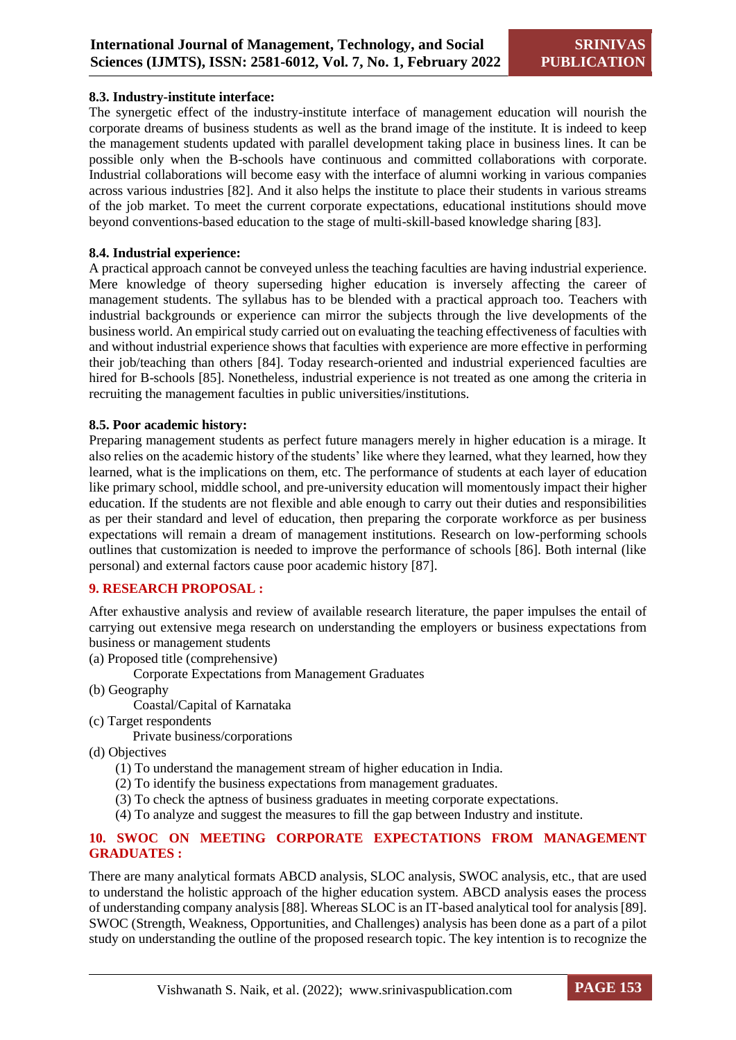### 8.3. Industry-institute interface:

The synergetic effect of the industry-institute interface of management education will nourish the corporate dreams of business students as well as the brand image of the institute. It is indeed to keep the management students updated with parallel development taking place in business lines. It can be possible only when the B-schools have continuous and committed collaborations with corporate. Industrial collaborations will become easy with the interface of alumni working in various companies across various industries [82]. And it also helps the institute to place their students in various streams of the job market. To meet the current corporate expectations, educational institutions should move beyond conventions-based education to the stage of multi-skill-based knowledge sharing [83].

### 8.4. Industrial experience:

A practical approach cannot be conveyed unless the teaching faculties are having industrial experience. Mere knowledge of theory superseding higher education is inversely affecting the career of management students. The syllabus has to be blended with a practical approach too. Teachers with industrial backgrounds or experience can mirror the subjects through the live developments of the business world. An empirical study carried out on evaluating the teaching effectiveness of faculties with and without industrial experience shows that faculties with experience are more effective in performing their job/teaching than others [84]. Today research-oriented and industrial experienced faculties are hired for B-schools [85]. Nonetheless, industrial experience is not treated as one among the criteria in recruiting the management faculties in public universities/institutions.

### 8.5. Poor academic history:

Preparing management students as perfect future managers merely in higher education is a mirage. It also relies on the academic history of the students' like where they learned, what they learned, how they learned, what is the implications on them, etc. The performance of students at each layer of education like primary school, middle school, and pre-university education will momentously impact their higher education. If the students are not flexible and able enough to carry out their duties and responsibilities as per their standard and level of education, then preparing the corporate workforce as per business expectations will remain a dream of management institutions. Research on low-performing schools outlines that customization is needed to improve the performance of schools [86]. Both internal (like personal) and external factors cause poor academic history [87].

## 9. RESEARCH PROPOSAL :

After exhaustive analysis and review of available research literature, the paper impulses the entail of carrying out extensive mega research on understanding the employers or business expectations from business or management students

(a) Proposed title (comprehensive)

Corporate Expectations from Management Graduates

(b) Geography

Coastal/Capital of Karnataka

(c) Target respondents

Private business/corporations

(d) Objectives

(1) To understand the management stream of higher education in India.
(2) To identify the business expectations from management graduates.
(3) To check the aptness of business graduates in meeting corporate expectations.
(4) To analyze and suggest the measures to fill the gap between Industry and institute.

## 10. SWOC ON MEETING CORPORATE EXPECTATIONS FROM MANAGEMENT GRADUATES :

There are many analytical formats ABCD analysis, SLOC analysis, SWOC analysis, etc., that are used to understand the holistic approach of the higher education system. ABCD analysis eases the process of understanding company analysis [88]. Whereas SLOC is an IT-based analytical tool for analysis [89]. SWOC (Strength, Weakness, Opportunities, and Challenges) analysis has been done as a part of a pilot study on understanding the outline of the proposed research topic. The key intention is to recognize the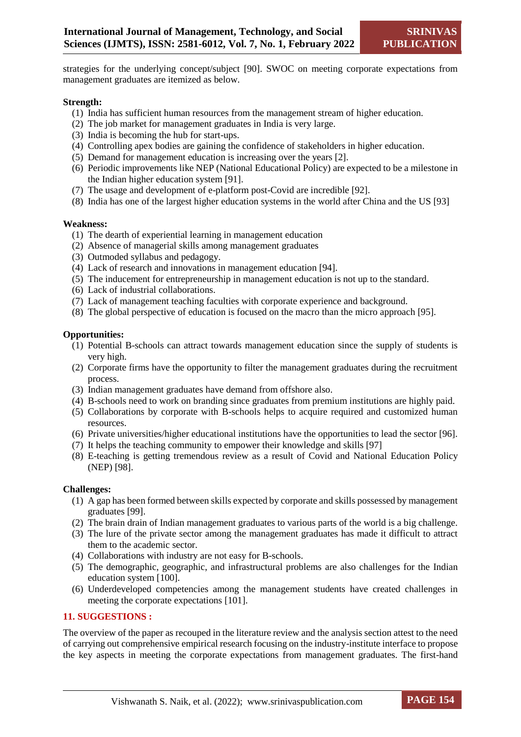strategies for the underlying concept/subject [90]. SWOC on meeting corporate expectations from management graduates are itemized as below.

**Strength:**

(1) India has sufficient human resources from the management stream of higher education.
(2) The job market for management graduates in India is very large.
(3) India is becoming the hub for start-ups.
(4) Controlling apex bodies are gaining the confidence of stakeholders in higher education.
(5) Demand for management education is increasing over the years [2].
(6) Periodic improvements like NEP (National Educational Policy) are expected to be a milestone in the Indian higher education system [91].
(7) The usage and development of e-platform post-Covid are incredible [92].
(8) India has one of the largest higher education systems in the world after China and the US [93]

**Weakness:**

(1) The dearth of experiential learning in management education
(2) Absence of managerial skills among management graduates
(3) Outmoded syllabus and pedagogy.
(4) Lack of research and innovations in management education [94].
(5) The inducement for entrepreneurship in management education is not up to the standard.
(6) Lack of industrial collaborations.
(7) Lack of management teaching faculties with corporate experience and background.
(8) The global perspective of education is focused on the macro than the micro approach [95].

**Opportunities:**

(1) Potential B-schools can attract towards management education since the supply of students is very high.
(2) Corporate firms have the opportunity to filter the management graduates during the recruitment process.
(3) Indian management graduates have demand from offshore also.
(4) B-schools need to work on branding since graduates from premium institutions are highly paid.
(5) Collaborations by corporate with B-schools helps to acquire required and customized human resources.
(6) Private universities/higher educational institutions have the opportunities to lead the sector [96].
(7) It helps the teaching community to empower their knowledge and skills [97]
(8) E-teaching is getting tremendous review as a result of Covid and National Education Policy (NEP) [98].

**Challenges:**

(1) A gap has been formed between skills expected by corporate and skills possessed by management graduates [99].
(2) The brain drain of Indian management graduates to various parts of the world is a big challenge.
(3) The lure of the private sector among the management graduates has made it difficult to attract them to the academic sector.
(4) Collaborations with industry are not easy for B-schools.
(5) The demographic, geographic, and infrastructural problems are also challenges for the Indian education system [100].
(6) Underdeveloped competencies among the management students have created challenges in meeting the corporate expectations [101].

## 11. SUGGESTIONS :

The overview of the paper as recouped in the literature review and the analysis section attest to the need of carrying out comprehensive empirical research focusing on the industry-institute interface to propose the key aspects in meeting the corporate expectations from management graduates. The first-hand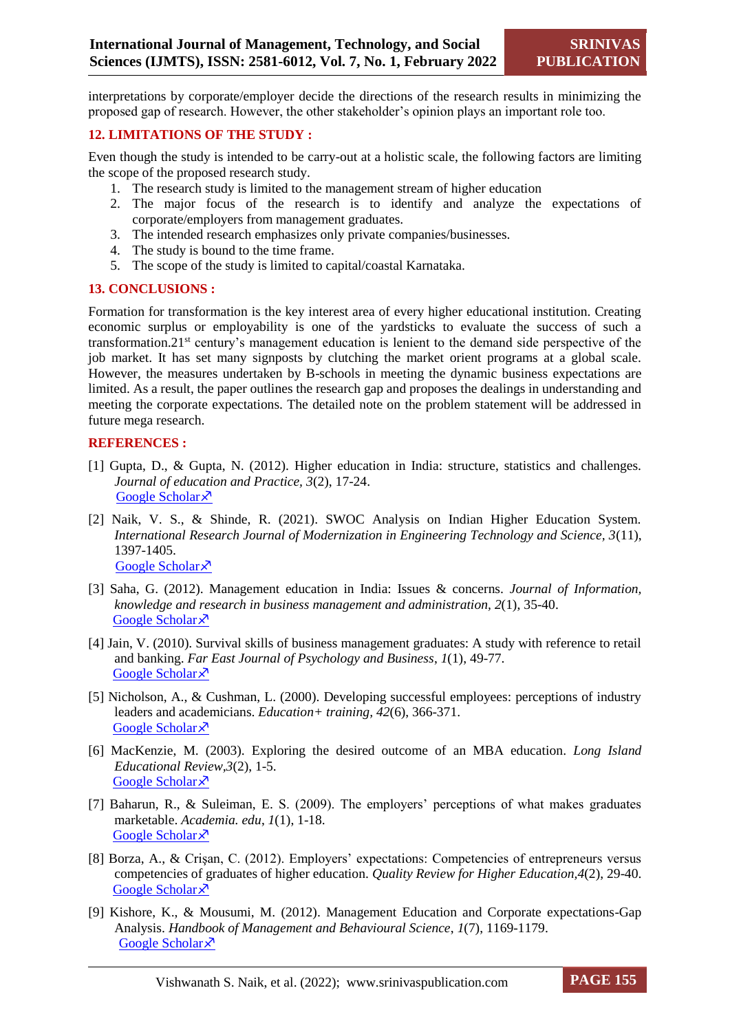interpretations by corporate/employer decide the directions of the research results in minimizing the proposed gap of research. However, the other stakeholder's opinion plays an important role too.

## 12. LIMITATIONS OF THE STUDY :

Even though the study is intended to be carry-out at a holistic scale, the following factors are limiting the scope of the proposed research study.

1. The research study is limited to the management stream of higher education
2. The major focus of the research is to identify and analyze the expectations of corporate/employers from management graduates.
3. The intended research emphasizes only private companies/businesses.
4. The study is bound to the time frame.
5. The scope of the study is limited to capital/coastal Karnataka.

## 13. CONCLUSIONS :

Formation for transformation is the key interest area of every higher educational institution. Creating economic surplus or employability is one of the yardsticks to evaluate the success of such a transformation.21st century's management education is lenient to the demand side perspective of the job market. It has set many signposts by clutching the market orient programs at a global scale. However, the measures undertaken by B-schools in meeting the dynamic business expectations are limited. As a result, the paper outlines the research gap and proposes the dealings in understanding and meeting the corporate expectations. The detailed note on the problem statement will be addressed in future mega research.

## REFERENCES :

[1] Gupta, D., & Gupta, N. (2012). Higher education in India: structure, statistics and challenges. *Journal of education and Practice, 3*(2), 17-24.
Google Scholar

[2] Naik, V. S., & Shinde, R. (2021). SWOC Analysis on Indian Higher Education System. *International Research Journal of Modernization in Engineering Technology and Science, 3*(11), 1397-1405.
Google Scholar

[3] Saha, G. (2012). Management education in India: Issues & concerns. *Journal of Information, knowledge and research in business management and administration, 2*(1), 35-40.
Google Scholar

[4] Jain, V. (2010). Survival skills of business management graduates: A study with reference to retail and banking. *Far East Journal of Psychology and Business*, *1*(1), 49-77.
Google Scholar

[5] Nicholson, A., & Cushman, L. (2000). Developing successful employees: perceptions of industry leaders and academicians. *Education+ training, 42*(6), 366-371.
Google Scholar

[6] MacKenzie, M. (2003). Exploring the desired outcome of an MBA education. *Long Island Educational Review,3*(2), 1-5.
Google Scholar

[7] Baharun, R., & Suleiman, E. S. (2009). The employers' perceptions of what makes graduates marketable. *Academia. edu*, *1*(1), 1-18.
Google Scholar

[8] Borza, A., & Crişan, C. (2012). Employers' expectations: Competencies of entrepreneurs versus competencies of graduates of higher education. *Quality Review for Higher Education,4*(2), 29-40.
Google Scholar

[9] Kishore, K., & Mousumi, M. (2012). Management Education and Corporate expectations-Gap Analysis. *Handbook of Management and Behavioural Science*, *1*(7), 1169-1179.
Google Scholar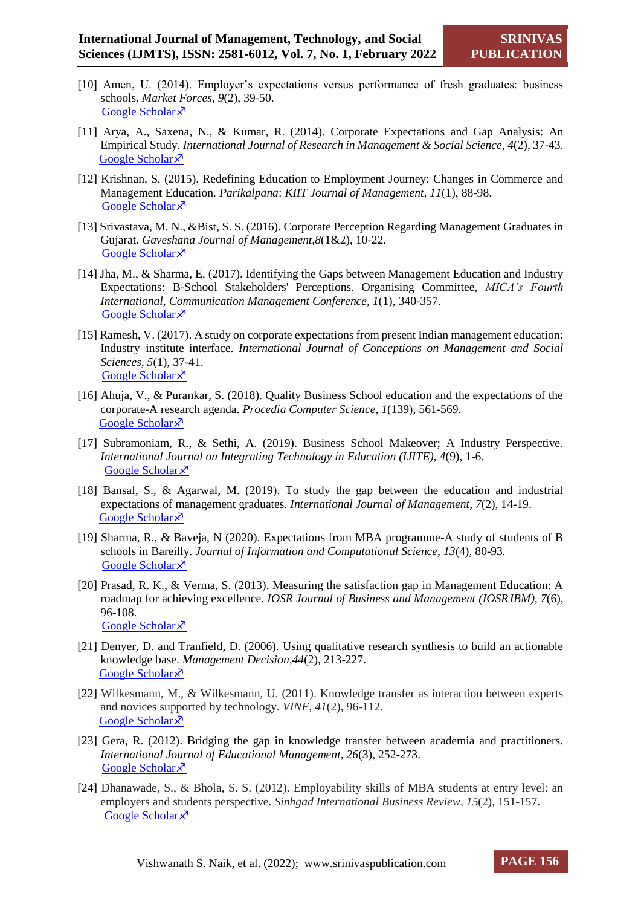[10] Amen, U. (2014). Employer's expectations versus performance of fresh graduates: business schools. *Market Forces*, *9*(2), 39-50.
Google Scholar

[11] Arya, A., Saxena, N., & Kumar, R. (2014). Corporate Expectations and Gap Analysis: An Empirical Study. *International Journal of Research in Management & Social Science*, *4*(2), 37-43.
Google Scholar

[12] Krishnan, S. (2015). Redefining Education to Employment Journey: Changes in Commerce and Management Education. *Parikalpana*: *KIIT Journal of Management, 11*(1), 88-98.
Google Scholar

[13] Srivastava, M. N., &Bist, S. S. (2016). Corporate Perception Regarding Management Graduates in Gujarat. *Gaveshana Journal of Management,8*(1&2), 10-22.
Google Scholar

[14] Jha, M., & Sharma, E. (2017). Identifying the Gaps between Management Education and Industry Expectations: B-School Stakeholders' Perceptions. Organising Committee, *MICA's Fourth International, Communication Management Conference, 1*(1), 340-357.
Google Scholar

[15] Ramesh, V. (2017). A study on corporate expectations from present Indian management education: Industry–institute interface. *International Journal of Conceptions on Management and Social Sciences, 5*(1), 37-41.
Google Scholar

[16] Ahuja, V., & Purankar, S. (2018). Quality Business School education and the expectations of the corporate-A research agenda. *Procedia Computer Science, 1*(139), 561-569.
Google Scholar

[17] Subramoniam, R., & Sethi, A. (2019). Business School Makeover; A Industry Perspective. *International Journal on Integrating Technology in Education (IJITE), 4*(9), 1-6.
Google Scholar

[18] Bansal, S., & Agarwal, M. (2019). To study the gap between the education and industrial expectations of management graduates. *International Journal of Management, 7*(2), 14-19.
Google Scholar

[19] Sharma, R., & Baveja, N (2020). Expectations from MBA programme-A study of students of B schools in Bareilly. *Journal of Information and Computational Science, 13*(4), 80-93.
Google Scholar

[20] Prasad, R. K., & Verma, S. (2013). Measuring the satisfaction gap in Management Education: A roadmap for achieving excellence. *IOSR Journal of Business and Management (IOSRJBM), 7*(6), 96-108.
Google Scholar

[21] Denyer, D. and Tranfield, D. (2006). Using qualitative research synthesis to build an actionable knowledge base. *Management Decision,44*(2), 213-227.
Google Scholar

[22] Wilkesmann, M., & Wilkesmann, U. (2011). Knowledge transfer as interaction between experts and novices supported by technology. *VINE, 41*(2), 96-112.
Google Scholar

[23] Gera, R. (2012). Bridging the gap in knowledge transfer between academia and practitioners. *International Journal of Educational Management, 26*(3), 252-273.
Google Scholar

[24] Dhanawade, S., & Bhola, S. S. (2012). Employability skills of MBA students at entry level: an employers and students perspective. *Sinhgad International Business Review*, *15*(2), 151-157.
Google Scholar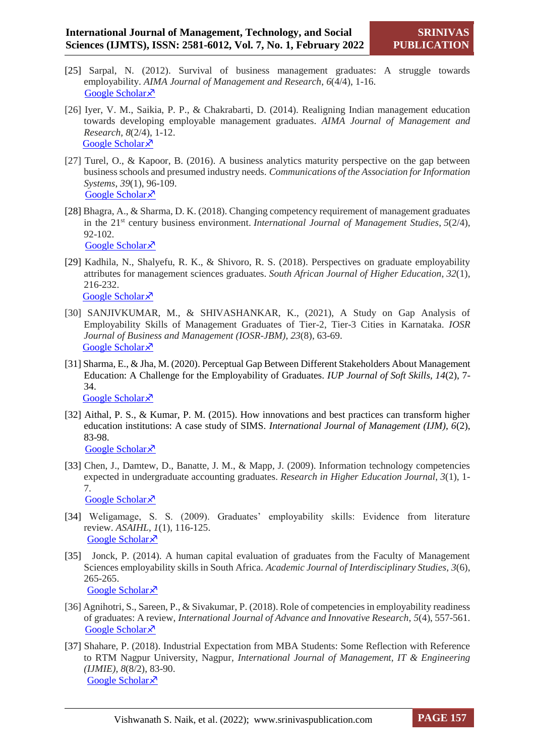[25] Sarpal, N. (2012). Survival of business management graduates: A struggle towards employability. *AIMA Journal of Management and Research*, *6*(4/4), 1-16.
Google Scholar↗

[26] Iyer, V. M., Saikia, P. P., & Chakrabarti, D. (2014). Realigning Indian management education towards developing employable management graduates. *AIMA Journal of Management and Research*, *8*(2/4), 1-12.
Google Scholar↗

[27] Turel, O., & Kapoor, B. (2016). A business analytics maturity perspective on the gap between business schools and presumed industry needs. *Communications of the Association for Information Systems*, *39*(1), 96-109.
Google Scholar↗

[28] Bhagra, A., & Sharma, D. K. (2018). Changing competency requirement of management graduates in the 21st century business environment. *International Journal of Management Studies*, *5*(2/4), 92-102.
Google Scholar↗

[29] Kadhila, N., Shalyefu, R. K., & Shivoro, R. S. (2018). Perspectives on graduate employability attributes for management sciences graduates. *South African Journal of Higher Education*, *32*(1), 216-232.
Google Scholar↗

[30] SANJIVKUMAR, M., & SHIVASHANKAR, K., (2021), A Study on Gap Analysis of Employability Skills of Management Graduates of Tier-2, Tier-3 Cities in Karnataka. *IOSR Journal of Business and Management (IOSR-JBM)*, *23*(8), 63-69.
Google Scholar↗

[31] Sharma, E., & Jha, M. (2020). Perceptual Gap Between Different Stakeholders About Management Education: A Challenge for the Employability of Graduates. *IUP Journal of Soft Skills*, *14*(2), 7-34.
Google Scholar↗

[32] Aithal, P. S., & Kumar, P. M. (2015). How innovations and best practices can transform higher education institutions: A case study of SIMS. *International Journal of Management (IJM)*, *6*(2), 83-98.
Google Scholar↗

[33] Chen, J., Damtew, D., Banatte, J. M., & Mapp, J. (2009). Information technology competencies expected in undergraduate accounting graduates. *Research in Higher Education Journal*, *3*(1), 1-7.
Google Scholar↗

[34] Weligamage, S. S. (2009). Graduates' employability skills: Evidence from literature review. *ASAIHL*, *1*(1), 116-125.
Google Scholar↗

[35] Jonck, P. (2014). A human capital evaluation of graduates from the Faculty of Management Sciences employability skills in South Africa. *Academic Journal of Interdisciplinary Studies*, *3*(6), 265-265.
Google Scholar↗

[36] Agnihotri, S., Sareen, P., & Sivakumar, P. (2018). Role of competencies in employability readiness of graduates: A review, *International Journal of Advance and Innovative Research*, *5*(4), 557-561.
Google Scholar↗

[37] Shahare, P. (2018). Industrial Expectation from MBA Students: Some Reflection with Reference to RTM Nagpur University, Nagpur, *International Journal of Management, IT & Engineering (IJMIE)*, *8*(8/2), 83-90.
Google Scholar↗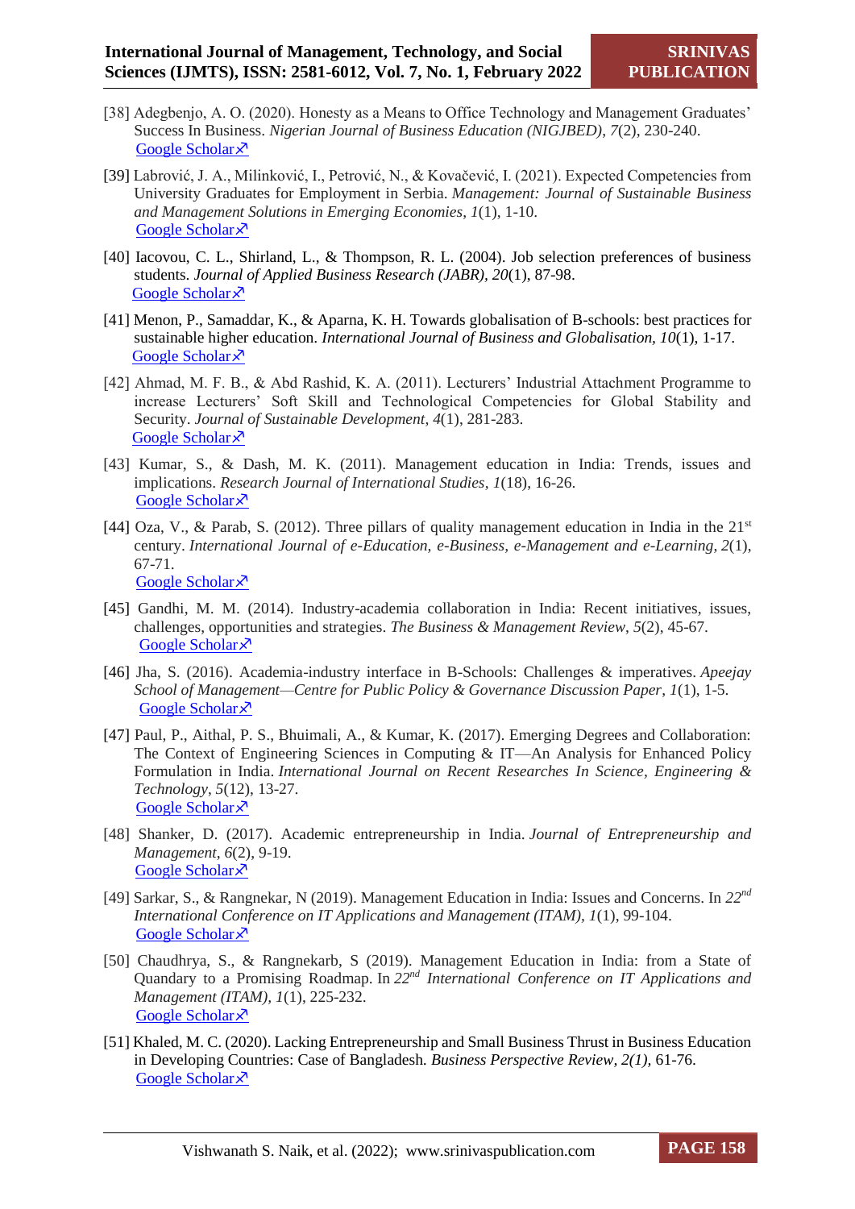[38] Adegbenjo, A. O. (2020). Honesty as a Means to Office Technology and Management Graduates' Success In Business. *Nigerian Journal of Business Education (NIGJBED)*, *7*(2), 230-240. Google Scholar↗

[39] Labrović, J. A., Milinković, I., Petrović, N., & Kovačević, I. (2021). Expected Competencies from University Graduates for Employment in Serbia. *Management: Journal of Sustainable Business and Management Solutions in Emerging Economies*, *1*(1), 1-10. Google Scholar↗

[40] Iacovou, C. L., Shirland, L., & Thompson, R. L. (2004). Job selection preferences of business students. *Journal of Applied Business Research (JABR)*, *20*(1), 87-98. Google Scholar↗

[41] Menon, P., Samaddar, K., & Aparna, K. H. Towards globalisation of B-schools: best practices for sustainable higher education. *International Journal of Business and Globalisation*, *10*(1), 1-17. Google Scholar↗

[42] Ahmad, M. F. B., & Abd Rashid, K. A. (2011). Lecturers' Industrial Attachment Programme to increase Lecturers' Soft Skill and Technological Competencies for Global Stability and Security. *Journal of Sustainable Development*, *4*(1), 281-283. Google Scholar↗

[43] Kumar, S., & Dash, M. K. (2011). Management education in India: Trends, issues and implications. *Research Journal of International Studies*, *1*(18), 16-26. Google Scholar↗

[44] Oza, V., & Parab, S. (2012). Three pillars of quality management education in India in the 21st century. *International Journal of e-Education, e-Business, e-Management and e-Learning*, *2*(1), 67-71. Google Scholar↗

[45] Gandhi, M. M. (2014). Industry-academia collaboration in India: Recent initiatives, issues, challenges, opportunities and strategies. *The Business & Management Review*, *5*(2), 45-67. Google Scholar↗

[46] Jha, S. (2016). Academia-industry interface in B-Schools: Challenges & imperatives. *Apeejay School of Management—Centre for Public Policy & Governance Discussion Paper*, *1*(1), 1-5. Google Scholar↗

[47] Paul, P., Aithal, P. S., Bhuimali, A., & Kumar, K. (2017). Emerging Degrees and Collaboration: The Context of Engineering Sciences in Computing & IT—An Analysis for Enhanced Policy Formulation in India. *International Journal on Recent Researches In Science, Engineering & Technology*, *5*(12), 13-27. Google Scholar↗

[48] Shanker, D. (2017). Academic entrepreneurship in India. *Journal of Entrepreneurship and Management*, *6*(2), 9-19. Google Scholar↗

[49] Sarkar, S., & Rangnekar, N (2019). Management Education in India: Issues and Concerns. In *22nd International Conference on IT Applications and Management (ITAM)*, *1*(1), 99-104. Google Scholar↗

[50] Chaudhrya, S., & Rangnekarb, S (2019). Management Education in India: from a State of Quandary to a Promising Roadmap. In *22nd International Conference on IT Applications and Management (ITAM)*, *1*(1), 225-232. Google Scholar↗

[51] Khaled, M. C. (2020). Lacking Entrepreneurship and Small Business Thrust in Business Education in Developing Countries: Case of Bangladesh. *Business Perspective Review, 2(1),* 61-76. Google Scholar↗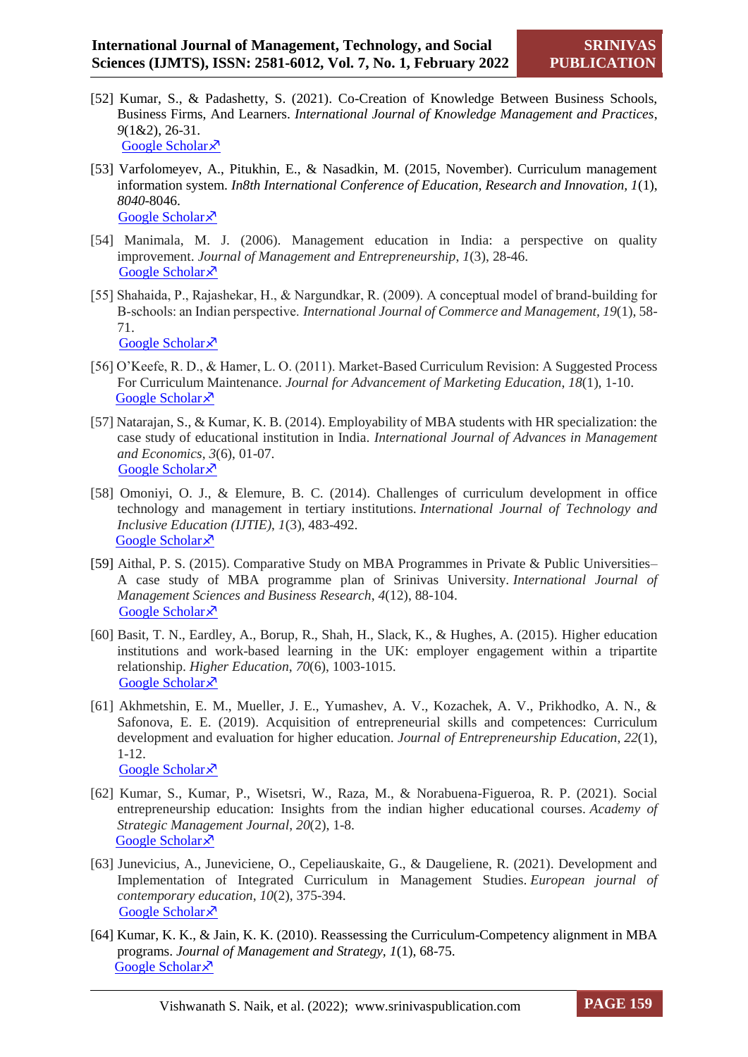[52] Kumar, S., & Padashetty, S. (2021). Co-Creation of Knowledge Between Business Schools, Business Firms, And Learners. *International Journal of Knowledge Management and Practices*, *9*(1&2), 26-31.
Google Scholar↗

[53] Varfolomeyev, A., Pitukhin, E., & Nasadkin, M. (2015, November). Curriculum management information system. *In8th International Conference of Education, Research and Innovation, 1*(1), *8040*-8046.
Google Scholar↗

[54] Manimala, M. J. (2006). Management education in India: a perspective on quality improvement. *Journal of Management and Entrepreneurship*, *1*(3), 28-46.
Google Scholar↗

[55] Shahaida, P., Rajashekar, H., & Nargundkar, R. (2009). A conceptual model of brand-building for B-schools: an Indian perspective. *International Journal of Commerce and Management, 19*(1), 58-71.
Google Scholar↗

[56] O'Keefe, R. D., & Hamer, L. O. (2011). Market-Based Curriculum Revision: A Suggested Process For Curriculum Maintenance. *Journal for Advancement of Marketing Education*, *18*(1), 1-10.
Google Scholar↗

[57] Natarajan, S., & Kumar, K. B. (2014). Employability of MBA students with HR specialization: the case study of educational institution in India. *International Journal of Advances in Management and Economics, 3*(6), 01-07.
Google Scholar↗

[58] Omoniyi, O. J., & Elemure, B. C. (2014). Challenges of curriculum development in office technology and management in tertiary institutions. *International Journal of Technology and Inclusive Education (IJTIE)*, *1*(3), 483-492.
Google Scholar↗

[59] Aithal, P. S. (2015). Comparative Study on MBA Programmes in Private & Public Universities– A case study of MBA programme plan of Srinivas University. *International Journal of Management Sciences and Business Research*, *4*(12), 88-104.
Google Scholar↗

[60] Basit, T. N., Eardley, A., Borup, R., Shah, H., Slack, K., & Hughes, A. (2015). Higher education institutions and work-based learning in the UK: employer engagement within a tripartite relationship. *Higher Education*, *70*(6), 1003-1015.
Google Scholar↗

[61] Akhmetshin, E. M., Mueller, J. E., Yumashev, A. V., Kozachek, A. V., Prikhodko, A. N., & Safonova, E. E. (2019). Acquisition of entrepreneurial skills and competences: Curriculum development and evaluation for higher education. *Journal of Entrepreneurship Education*, *22*(1), 1-12.
Google Scholar↗

[62] Kumar, S., Kumar, P., Wisetsri, W., Raza, M., & Norabuena-Figueroa, R. P. (2021). Social entrepreneurship education: Insights from the indian higher educational courses. *Academy of Strategic Management Journal*, *20*(2), 1-8.
Google Scholar↗

[63] Junevicius, A., Juneviciene, O., Cepeliauskaite, G., & Daugeliene, R. (2021). Development and Implementation of Integrated Curriculum in Management Studies. *European journal of contemporary education*, *10*(2), 375-394.
Google Scholar↗

[64] Kumar, K. K., & Jain, K. K. (2010). Reassessing the Curriculum-Competency alignment in MBA programs. *Journal of Management and Strategy*, *1*(1), 68-75.
Google Scholar↗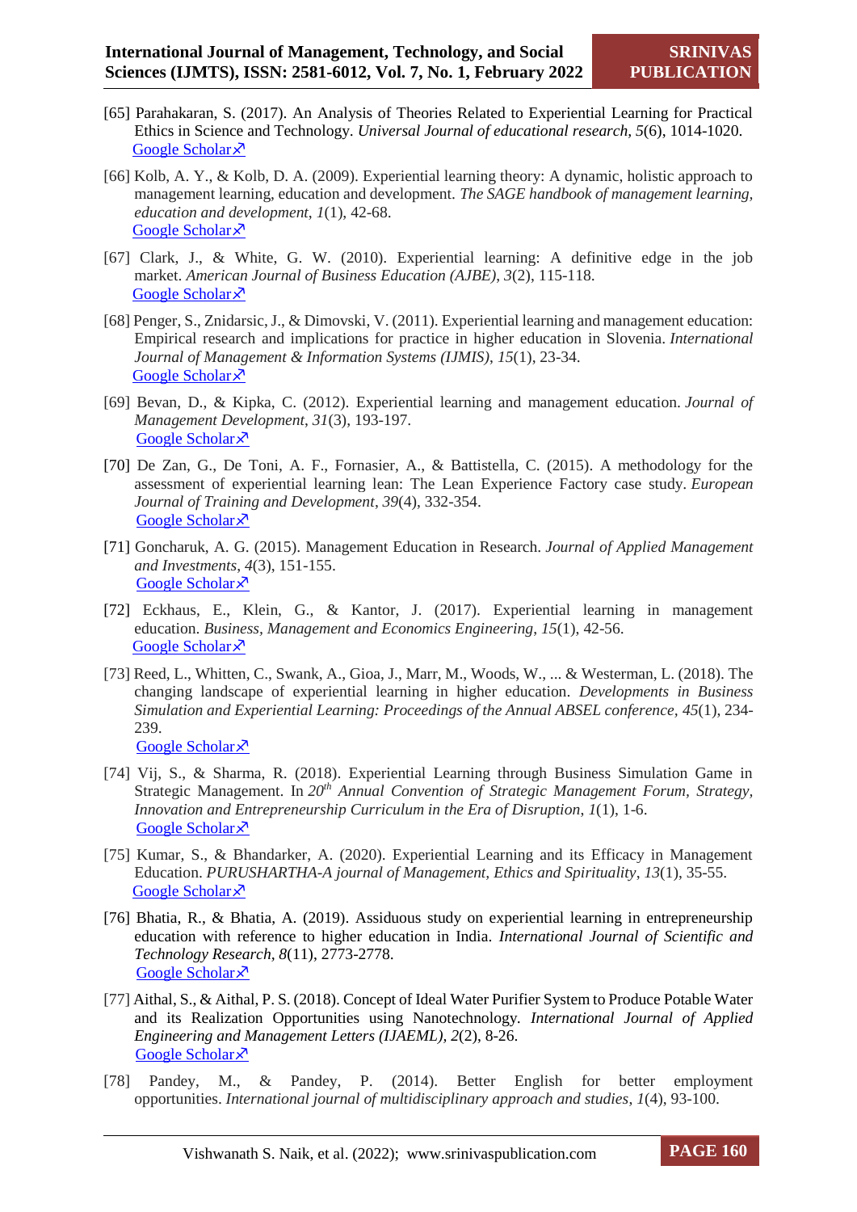[65] Parahakaran, S. (2017). An Analysis of Theories Related to Experiential Learning for Practical Ethics in Science and Technology. *Universal Journal of educational research, 5*(6), 1014-1020. Google Scholar↗

[66] Kolb, A. Y., & Kolb, D. A. (2009). Experiential learning theory: A dynamic, holistic approach to management learning, education and development. *The SAGE handbook of management learning, education and development*, *1*(1), 42-68. Google Scholar↗

[67] Clark, J., & White, G. W. (2010). Experiential learning: A definitive edge in the job market. *American Journal of Business Education (AJBE)*, *3*(2), 115-118. Google Scholar↗

[68] Penger, S., Znidarsic, J., & Dimovski, V. (2011). Experiential learning and management education: Empirical research and implications for practice in higher education in Slovenia. *International Journal of Management & Information Systems (IJMIS)*, *15*(1), 23-34. Google Scholar↗

[69] Bevan, D., & Kipka, C. (2012). Experiential learning and management education. *Journal of Management Development*, *31*(3), 193-197. Google Scholar↗

[70] De Zan, G., De Toni, A. F., Fornasier, A., & Battistella, C. (2015). A methodology for the assessment of experiential learning lean: The Lean Experience Factory case study. *European Journal of Training and Development*, *39*(4), 332-354. Google Scholar↗

[71] Goncharuk, A. G. (2015). Management Education in Research. *Journal of Applied Management and Investments*, *4*(3), 151-155. Google Scholar↗

[72] Eckhaus, E., Klein, G., & Kantor, J. (2017). Experiential learning in management education. *Business, Management and Economics Engineering*, *15*(1), 42-56. Google Scholar↗

[73] Reed, L., Whitten, C., Swank, A., Gioa, J., Marr, M., Woods, W., ... & Westerman, L. (2018). The changing landscape of experiential learning in higher education. *Developments in Business Simulation and Experiential Learning: Proceedings of the Annual ABSEL conference*, *45*(1), 234-239. Google Scholar↗

[74] Vij, S., & Sharma, R. (2018). Experiential Learning through Business Simulation Game in Strategic Management. In *20th Annual Convention of Strategic Management Forum, Strategy, Innovation and Entrepreneurship Curriculum in the Era of Disruption*, *1*(1), 1-6. Google Scholar↗

[75] Kumar, S., & Bhandarker, A. (2020). Experiential Learning and its Efficacy in Management Education. *PURUSHARTHA-A journal of Management, Ethics and Spirituality*, *13*(1), 35-55. Google Scholar↗

[76] Bhatia, R., & Bhatia, A. (2019). Assiduous study on experiential learning in entrepreneurship education with reference to higher education in India. *International Journal of Scientific and Technology Research, 8*(11), 2773-2778. Google Scholar↗

[77] Aithal, S., & Aithal, P. S. (2018). Concept of Ideal Water Purifier System to Produce Potable Water and its Realization Opportunities using Nanotechnology. *International Journal of Applied Engineering and Management Letters (IJAEML), 2*(2), 8-26. Google Scholar↗

[78] Pandey, M., & Pandey, P. (2014). Better English for better employment opportunities. *International journal of multidisciplinary approach and studies*, *1*(4), 93-100.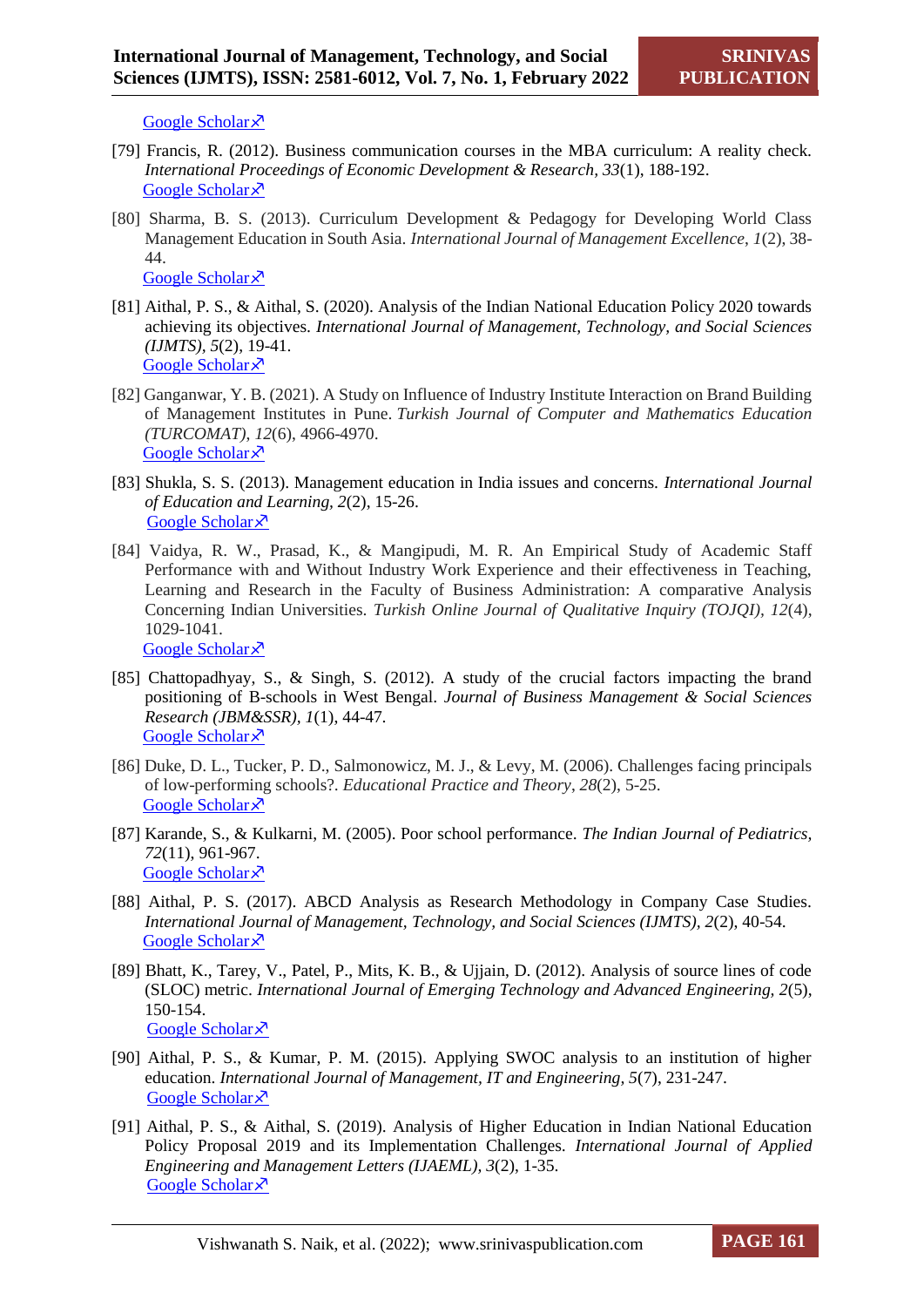Google Scholar↗

[79] Francis, R. (2012). Business communication courses in the MBA curriculum: A reality check. *International Proceedings of Economic Development & Research*, *33*(1), 188-192. Google Scholar↗

[80] Sharma, B. S. (2013). Curriculum Development & Pedagogy for Developing World Class Management Education in South Asia. *International Journal of Management Excellence*, *1*(2), 38-44. Google Scholar↗

[81] Aithal, P. S., & Aithal, S. (2020). Analysis of the Indian National Education Policy 2020 towards achieving its objectives. *International Journal of Management, Technology, and Social Sciences (IJMTS)*, *5*(2), 19-41. Google Scholar↗

[82] Ganganwar, Y. B. (2021). A Study on Influence of Industry Institute Interaction on Brand Building of Management Institutes in Pune. *Turkish Journal of Computer and Mathematics Education (TURCOMAT)*, *12*(6), 4966-4970. Google Scholar↗

[83] Shukla, S. S. (2013). Management education in India issues and concerns. *International Journal of Education and Learning*, *2*(2), 15-26. Google Scholar↗

[84] Vaidya, R. W., Prasad, K., & Mangipudi, M. R. An Empirical Study of Academic Staff Performance with and Without Industry Work Experience and their effectiveness in Teaching, Learning and Research in the Faculty of Business Administration: A comparative Analysis Concerning Indian Universities. *Turkish Online Journal of Qualitative Inquiry (TOJQI)*, *12*(4), 1029-1041. Google Scholar↗

[85] Chattopadhyay, S., & Singh, S. (2012). A study of the crucial factors impacting the brand positioning of B-schools in West Bengal. *Journal of Business Management & Social Sciences Research (JBM&SSR)*, *1*(1), 44-47. Google Scholar↗

[86] Duke, D. L., Tucker, P. D., Salmonowicz, M. J., & Levy, M. (2006). Challenges facing principals of low-performing schools?. *Educational Practice and Theory*, *28*(2), 5-25. Google Scholar↗

[87] Karande, S., & Kulkarni, M. (2005). Poor school performance. *The Indian Journal of Pediatrics*, *72*(11), 961-967. Google Scholar↗

[88] Aithal, P. S. (2017). ABCD Analysis as Research Methodology in Company Case Studies. *International Journal of Management, Technology, and Social Sciences (IJMTS)*, *2*(2), 40-54. Google Scholar↗

[89] Bhatt, K., Tarey, V., Patel, P., Mits, K. B., & Ujjain, D. (2012). Analysis of source lines of code (SLOC) metric. *International Journal of Emerging Technology and Advanced Engineering*, *2*(5), 150-154. Google Scholar↗

[90] Aithal, P. S., & Kumar, P. M. (2015). Applying SWOC analysis to an institution of higher education. *International Journal of Management, IT and Engineering*, *5*(7), 231-247. Google Scholar↗

[91] Aithal, P. S., & Aithal, S. (2019). Analysis of Higher Education in Indian National Education Policy Proposal 2019 and its Implementation Challenges. *International Journal of Applied Engineering and Management Letters (IJAEML)*, *3*(2), 1-35. Google Scholar↗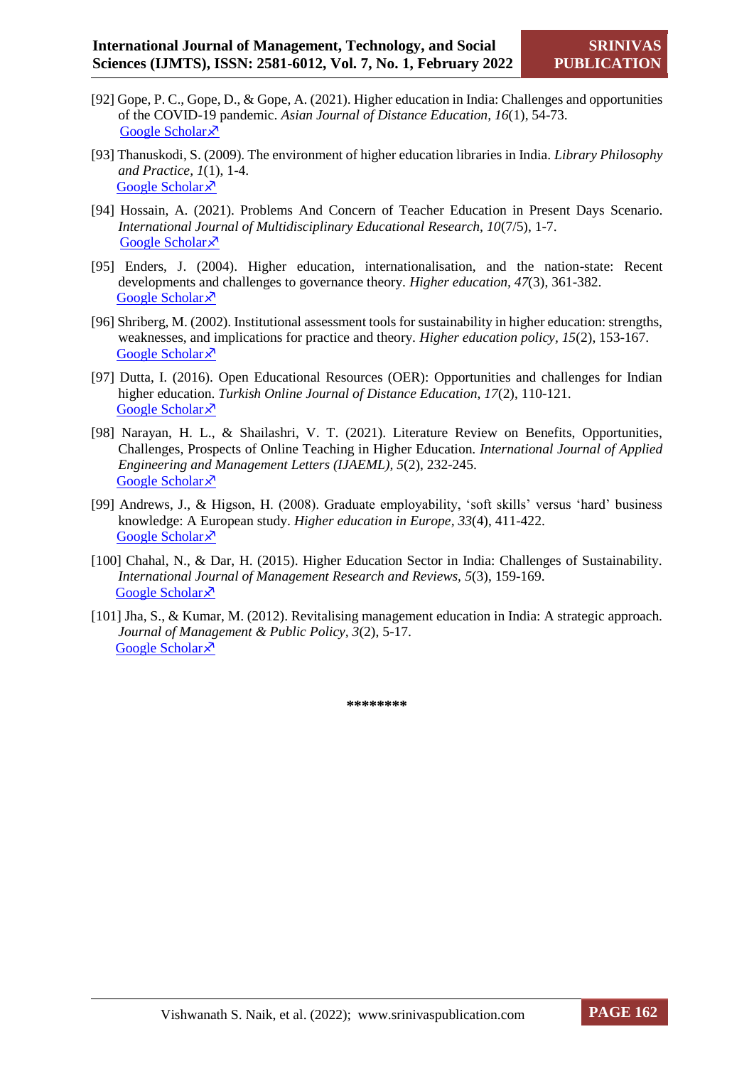[92] Gope, P. C., Gope, D., & Gope, A. (2021). Higher education in India: Challenges and opportunities of the COVID-19 pandemic. *Asian Journal of Distance Education, 16*(1), 54-73.
Google Scholar↗

[93] Thanuskodi, S. (2009). The environment of higher education libraries in India. *Library Philosophy and Practice, 1*(1), 1-4.
Google Scholar↗

[94] Hossain, A. (2021). Problems And Concern of Teacher Education in Present Days Scenario. *International Journal of Multidisciplinary Educational Research, 10*(7/5), 1-7.
Google Scholar↗

[95] Enders, J. (2004). Higher education, internationalisation, and the nation-state: Recent developments and challenges to governance theory. *Higher education, 47*(3), 361-382.
Google Scholar↗

[96] Shriberg, M. (2002). Institutional assessment tools for sustainability in higher education: strengths, weaknesses, and implications for practice and theory. *Higher education policy, 15*(2), 153-167.
Google Scholar↗

[97] Dutta, I. (2016). Open Educational Resources (OER): Opportunities and challenges for Indian higher education. *Turkish Online Journal of Distance Education, 17*(2), 110-121.
Google Scholar↗

[98] Narayan, H. L., & Shailashri, V. T. (2021). Literature Review on Benefits, Opportunities, Challenges, Prospects of Online Teaching in Higher Education. *International Journal of Applied Engineering and Management Letters (IJAEML), 5*(2), 232-245.
Google Scholar↗

[99] Andrews, J., & Higson, H. (2008). Graduate employability, 'soft skills' versus 'hard' business knowledge: A European study. *Higher education in Europe, 33*(4), 411-422.
Google Scholar↗

[100] Chahal, N., & Dar, H. (2015). Higher Education Sector in India: Challenges of Sustainability. *International Journal of Management Research and Reviews, 5*(3), 159-169.
Google Scholar↗

[101] Jha, S., & Kumar, M. (2012). Revitalising management education in India: A strategic approach. *Journal of Management & Public Policy, 3*(2), 5-17.
Google Scholar↗

\*\*\*\*\*\*\*\*